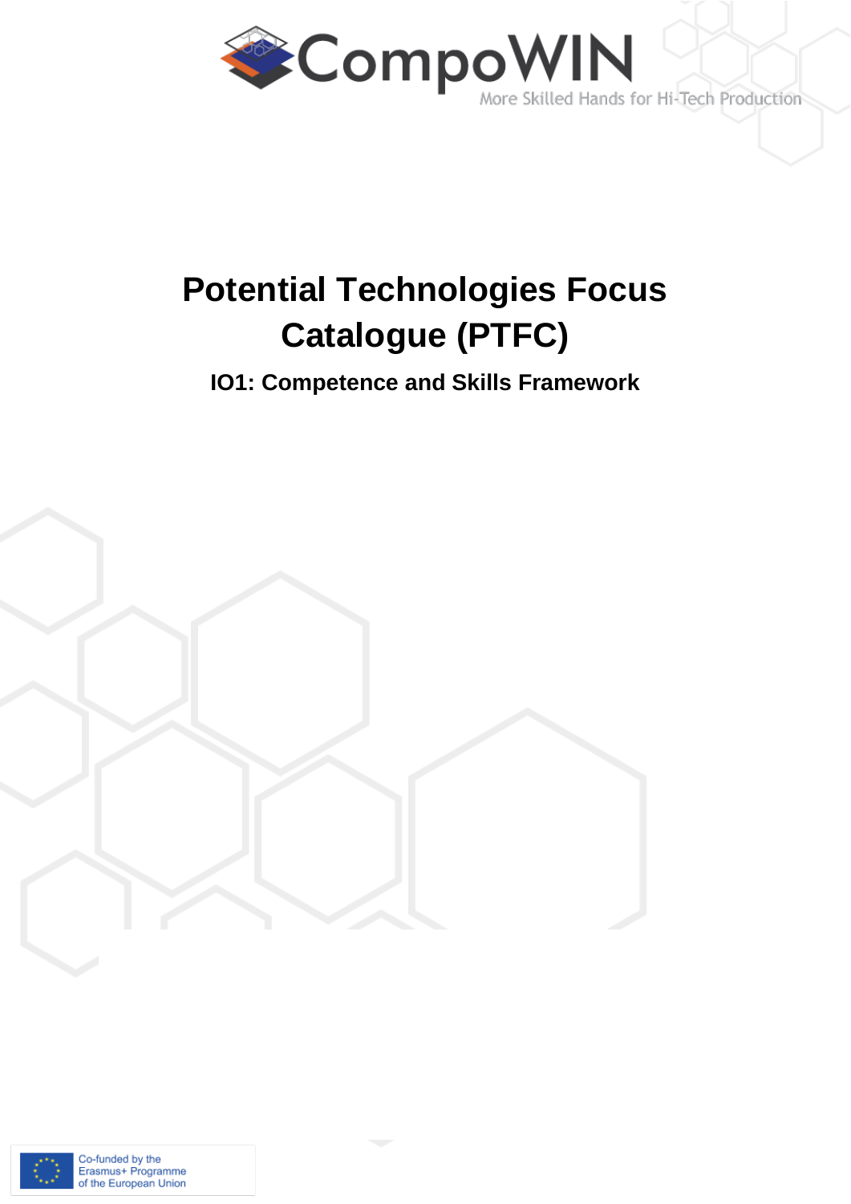CompoWIN

More Skilled Hands for Hi-Tech Production

# Potential Technologies Focus Catalogue (PTFC)

## IO1: Competence and Skills Framework

Co-funded by the Erasmus+ Programme of the European Union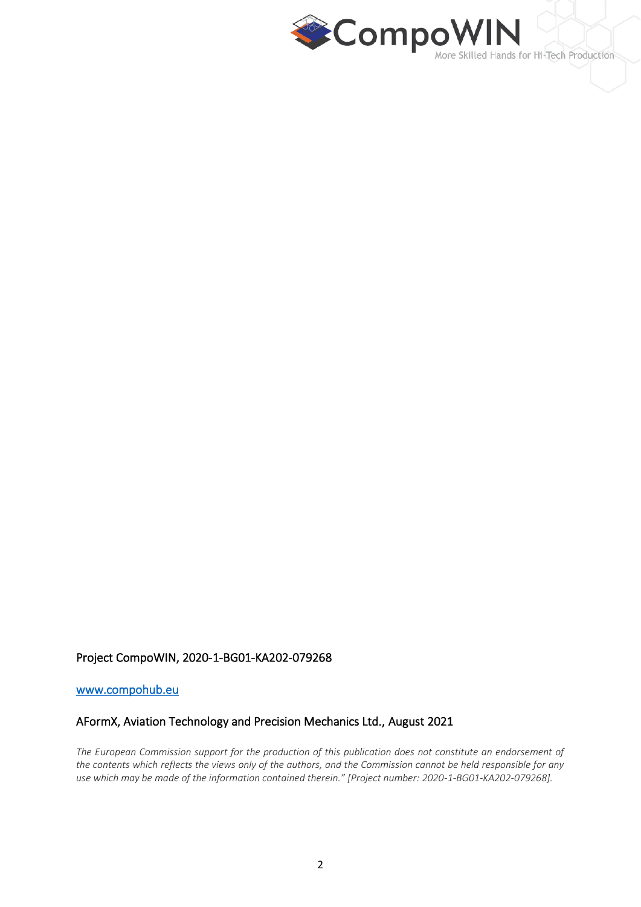Project CompoWIN, 2020-1-BG01-KA202-079268

[www.compohub.eu](http://www.compohub.eu)

AFormX, Aviation Technology and Precision Mechanics Ltd., August 2021

*The European Commission support for the production of this publication does not constitute an endorsement of the contents which reflects the views only of the authors, and the Commission cannot be held responsible for any use which may be made of the information contained therein." [Project number: 2020-1-BG01-KA202-079268].*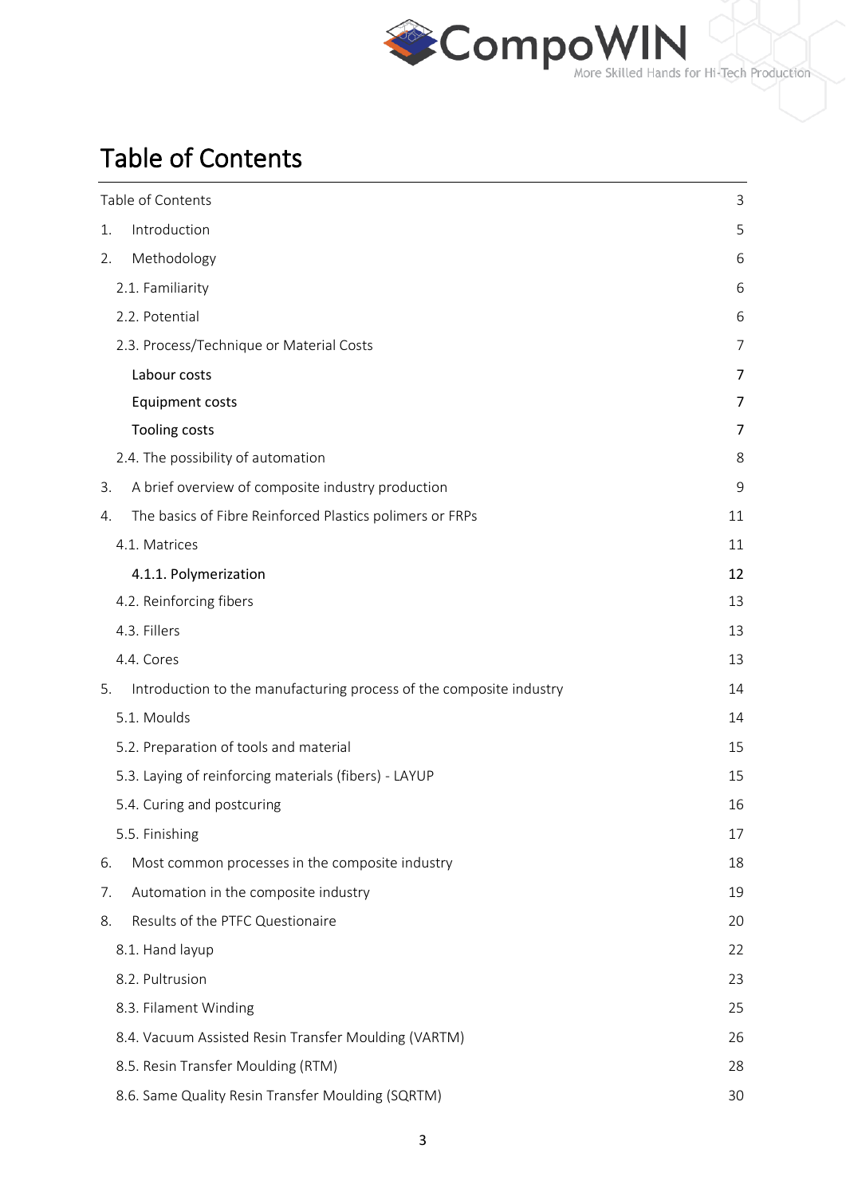# Table of Contents

| | |
|---|---|
| Table of Contents | 3 |
| 1. Introduction | 5 |
| 2. Methodology | 6 |
| 2.1. Familiarity | 6 |
| 2.2. Potential | 6 |
| 2.3. Process/Technique or Material Costs | 7 |
| Labour costs | 7 |
| Equipment costs | 7 |
| Tooling costs | 7 |
| 2.4. The possibility of automation | 8 |
| 3. A brief overview of composite industry production | 9 |
| 4. The basics of Fibre Reinforced Plastics polimers or FRPs | 11 |
| 4.1. Matrices | 11 |
| 4.1.1. Polymerization | 12 |
| 4.2. Reinforcing fibers | 13 |
| 4.3. Fillers | 13 |
| 4.4. Cores | 13 |
| 5. Introduction to the manufacturing process of the composite industry | 14 |
| 5.1. Moulds | 14 |
| 5.2. Preparation of tools and material | 15 |
| 5.3. Laying of reinforcing materials (fibers) - LAYUP | 15 |
| 5.4. Curing and postcuring | 16 |
| 5.5. Finishing | 17 |
| 6. Most common processes in the composite industry | 18 |
| 7. Automation in the composite industry | 19 |
| 8. Results of the PTFC Questionaire | 20 |
| 8.1. Hand layup | 22 |
| 8.2. Pultrusion | 23 |
| 8.3. Filament Winding | 25 |
| 8.4. Vacuum Assisted Resin Transfer Moulding (VARTM) | 26 |
| 8.5. Resin Transfer Moulding (RTM) | 28 |
| 8.6. Same Quality Resin Transfer Moulding (SQRTM) | 30 |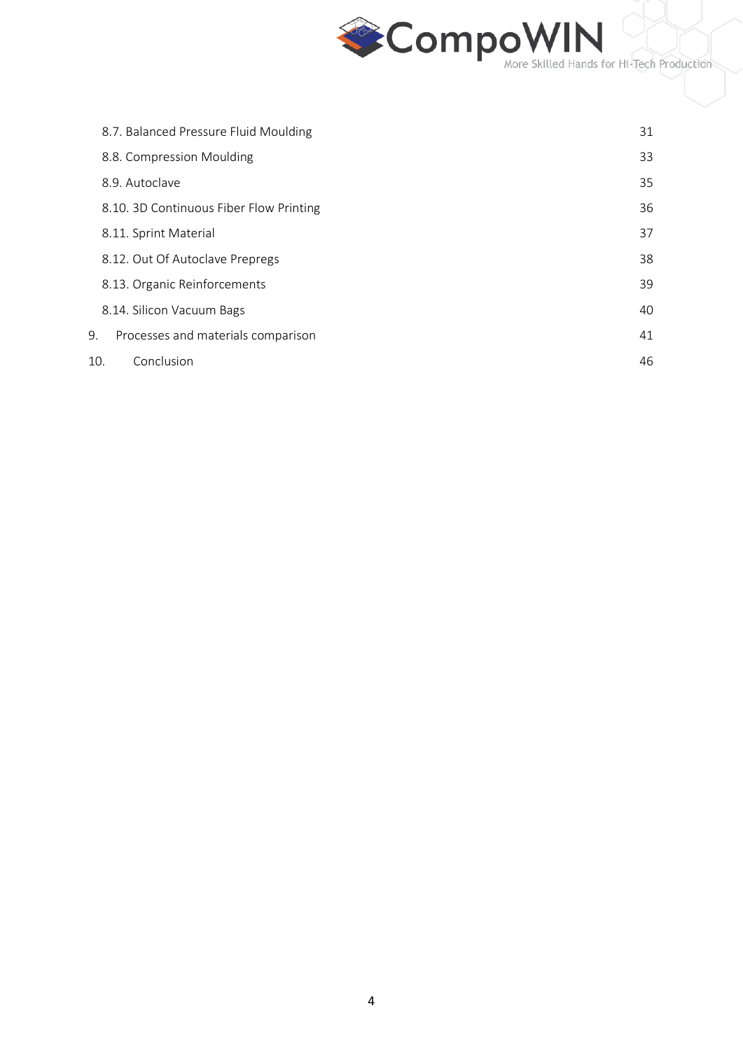8.7. Balanced Pressure Fluid Moulding 31

8.8. Compression Moulding 33

8.9. Autoclave 35

8.10. 3D Continuous Fiber Flow Printing 36

8.11. Sprint Material 37

8.12. Out Of Autoclave Prepregs 38

8.13. Organic Reinforcements 39

8.14. Silicon Vacuum Bags 40

9. Processes and materials comparison 41

10. Conclusion 46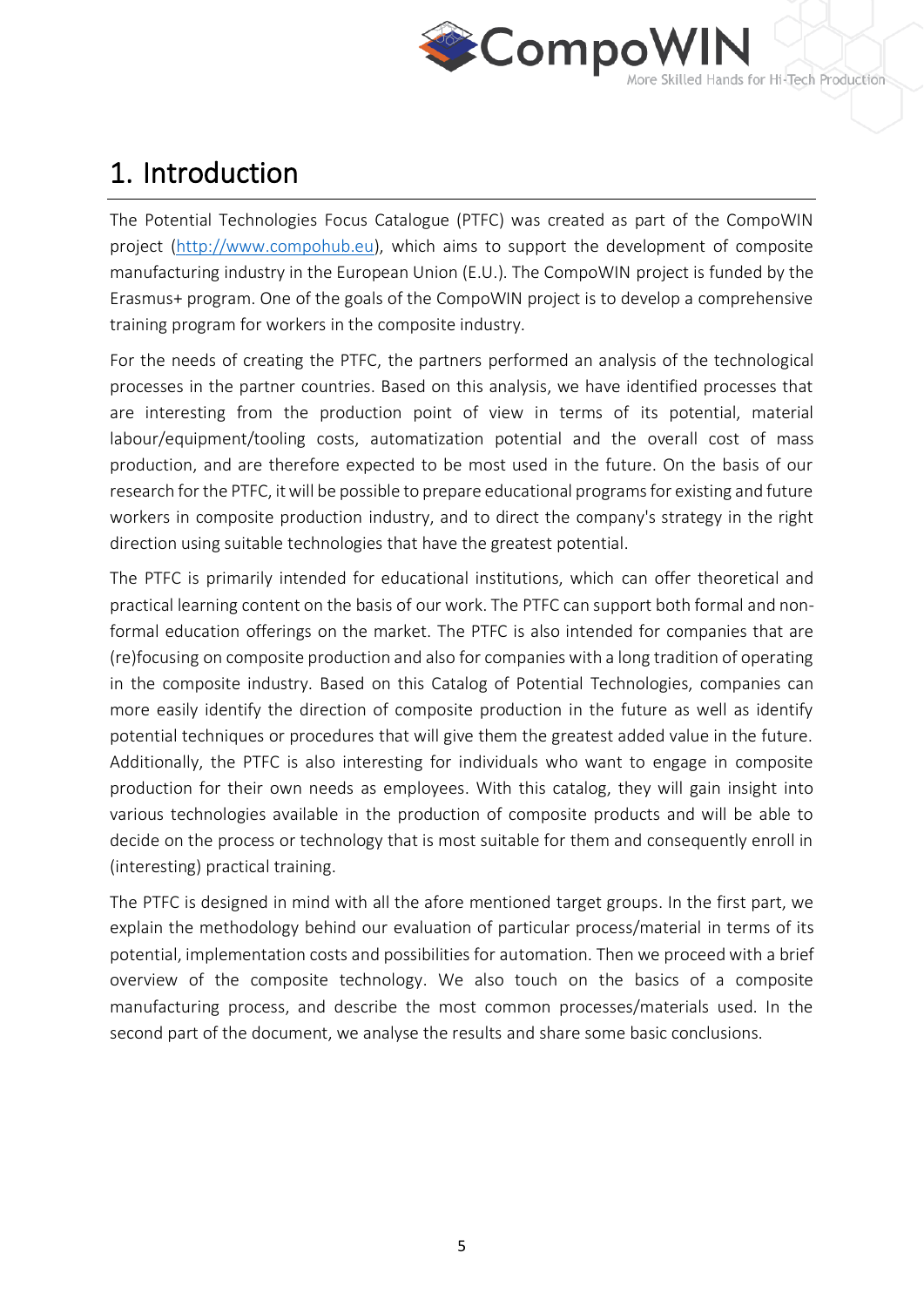# 1. Introduction

The Potential Technologies Focus Catalogue (PTFC) was created as part of the CompoWIN project (http://www.compohub.eu), which aims to support the development of composite manufacturing industry in the European Union (E.U.). The CompoWIN project is funded by the Erasmus+ program. One of the goals of the CompoWIN project is to develop a comprehensive training program for workers in the composite industry.

For the needs of creating the PTFC, the partners performed an analysis of the technological processes in the partner countries. Based on this analysis, we have identified processes that are interesting from the production point of view in terms of its potential, material labour/equipment/tooling costs, automatization potential and the overall cost of mass production, and are therefore expected to be most used in the future. On the basis of our research for the PTFC, it will be possible to prepare educational programs for existing and future workers in composite production industry, and to direct the company's strategy in the right direction using suitable technologies that have the greatest potential.

The PTFC is primarily intended for educational institutions, which can offer theoretical and practical learning content on the basis of our work. The PTFC can support both formal and non-formal education offerings on the market. The PTFC is also intended for companies that are (re)focusing on composite production and also for companies with a long tradition of operating in the composite industry. Based on this Catalog of Potential Technologies, companies can more easily identify the direction of composite production in the future as well as identify potential techniques or procedures that will give them the greatest added value in the future. Additionally, the PTFC is also interesting for individuals who want to engage in composite production for their own needs as employees. With this catalog, they will gain insight into various technologies available in the production of composite products and will be able to decide on the process or technology that is most suitable for them and consequently enroll in (interesting) practical training.

The PTFC is designed in mind with all the afore mentioned target groups. In the first part, we explain the methodology behind our evaluation of particular process/material in terms of its potential, implementation costs and possibilities for automation. Then we proceed with a brief overview of the composite technology. We also touch on the basics of a composite manufacturing process, and describe the most common processes/materials used. In the second part of the document, we analyse the results and share some basic conclusions.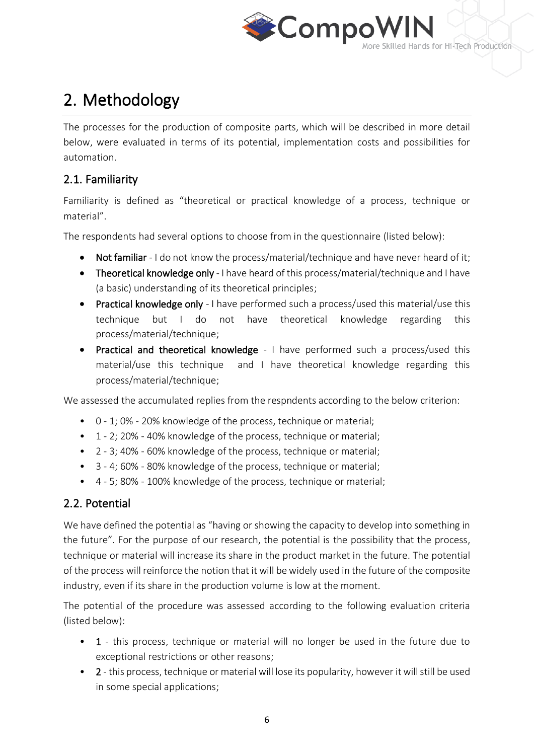# 2. Methodology

The processes for the production of composite parts, which will be described in more detail below, were evaluated in terms of its potential, implementation costs and possibilities for automation.

## 2.1. Familiarity

Familiarity is defined as "theoretical or practical knowledge of a process, technique or material".

The respondents had several options to choose from in the questionnaire (listed below):

- **Not familiar** - I do not know the process/material/technique and have never heard of it;
- **Theoretical knowledge only** - I have heard of this process/material/technique and I have (a basic) understanding of its theoretical principles;
- **Practical knowledge only** - I have performed such a process/used this material/use this technique but I do not have theoretical knowledge regarding this process/material/technique;
- **Practical and theoretical knowledge** - I have performed such a process/used this material/use this technique and I have theoretical knowledge regarding this process/material/technique;

We assessed the accumulated replies from the respndents according to the below criterion:

- 0 - 1; 0% - 20% knowledge of the process, technique or material;
- 1 - 2; 20% - 40% knowledge of the process, technique or material;
- 2 - 3; 40% - 60% knowledge of the process, technique or material;
- 3 - 4; 60% - 80% knowledge of the process, technique or material;
- 4 - 5; 80% - 100% knowledge of the process, technique or material;

## 2.2. Potential

We have defined the potential as "having or showing the capacity to develop into something in the future". For the purpose of our research, the potential is the possibility that the process, technique or material will increase its share in the product market in the future. The potential of the process will reinforce the notion that it will be widely used in the future of the composite industry, even if its share in the production volume is low at the moment.

The potential of the procedure was assessed according to the following evaluation criteria (listed below):

- **1** - this process, technique or material will no longer be used in the future due to exceptional restrictions or other reasons;
- **2** - this process, technique or material will lose its popularity, however it will still be used in some special applications;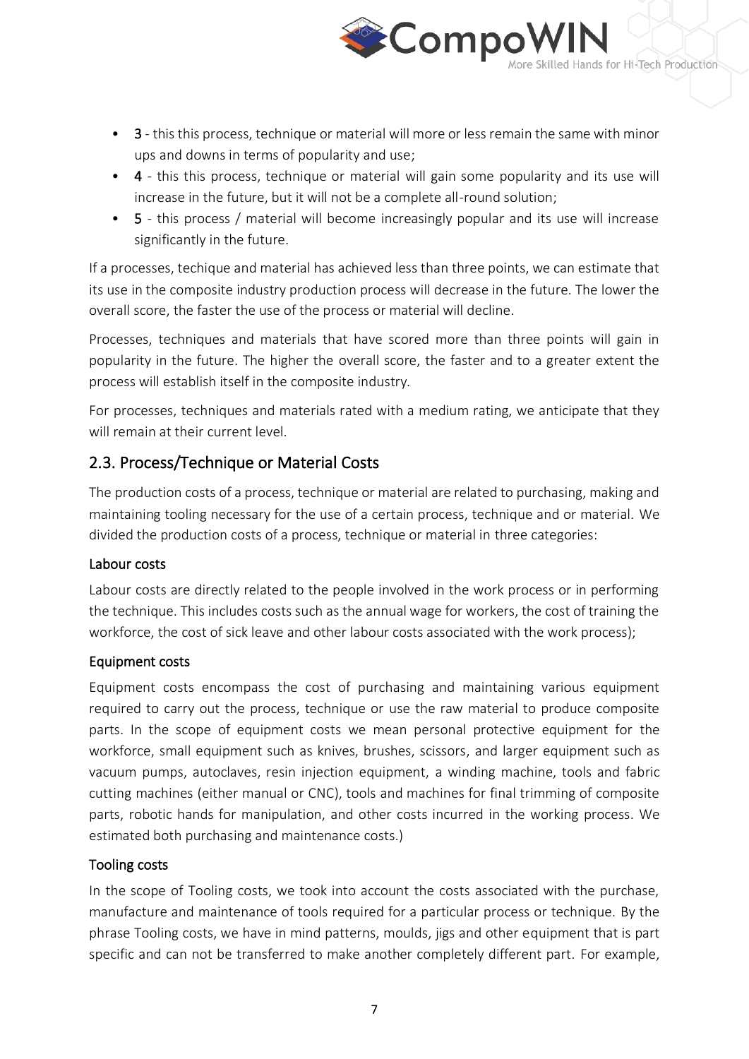- **3** - this this process, technique or material will more or less remain the same with minor ups and downs in terms of popularity and use;
- **4** - this this process, technique or material will gain some popularity and its use will increase in the future, but it will not be a complete all-round solution;
- **5** - this process / material will become increasingly popular and its use will increase significantly in the future.

If a processes, techique and material has achieved less than three points, we can estimate that its use in the composite industry production process will decrease in the future. The lower the overall score, the faster the use of the process or material will decline.

Processes, techniques and materials that have scored more than three points will gain in popularity in the future. The higher the overall score, the faster and to a greater extent the process will establish itself in the composite industry.

For processes, techniques and materials rated with a medium rating, we anticipate that they will remain at their current level.

## 2.3. Process/Technique or Material Costs

The production costs of a process, technique or material are related to purchasing, making and maintaining tooling necessary for the use of a certain process, technique and or material. We divided the production costs of a process, technique or material in three categories:

### Labour costs

Labour costs are directly related to the people involved in the work process or in performing the technique. This includes costs such as the annual wage for workers, the cost of training the workforce, the cost of sick leave and other labour costs associated with the work process);

### Equipment costs

Equipment costs encompass the cost of purchasing and maintaining various equipment required to carry out the process, technique or use the raw material to produce composite parts. In the scope of equipment costs we mean personal protective equipment for the workforce, small equipment such as knives, brushes, scissors, and larger equipment such as vacuum pumps, autoclaves, resin injection equipment, a winding machine, tools and fabric cutting machines (either manual or CNC), tools and machines for final trimming of composite parts, robotic hands for manipulation, and other costs incurred in the working process. We estimated both purchasing and maintenance costs.)

### Tooling costs

In the scope of Tooling costs, we took into account the costs associated with the purchase, manufacture and maintenance of tools required for a particular process or technique. By the phrase Tooling costs, we have in mind patterns, moulds, jigs and other equipment that is part specific and can not be transferred to make another completely different part. For example,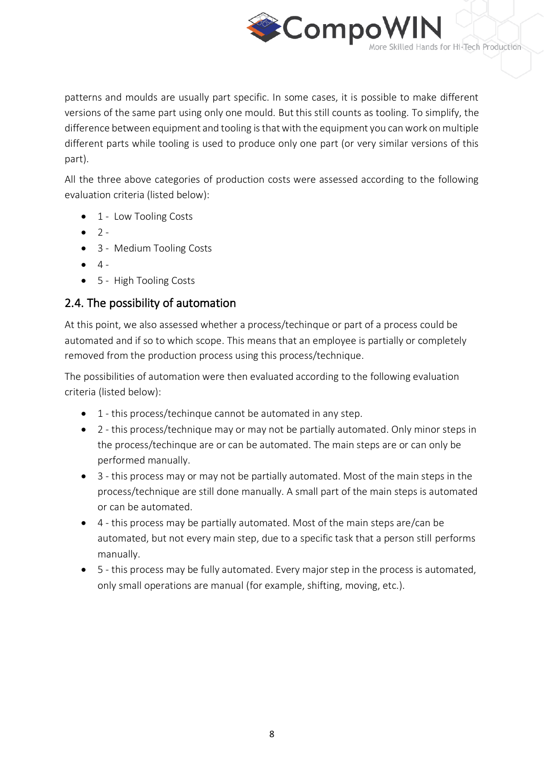patterns and moulds are usually part specific. In some cases, it is possible to make different versions of the same part using only one mould. But this still counts as tooling. To simplify, the difference between equipment and tooling is that with the equipment you can work on multiple different parts while tooling is used to produce only one part (or very similar versions of this part).

All the three above categories of production costs were assessed according to the following evaluation criteria (listed below):

- 1 - Low Tooling Costs
- 2 -
- 3 - Medium Tooling Costs
- 4 -
- 5 - High Tooling Costs

## 2.4. The possibility of automation

At this point, we also assessed whether a process/techinque or part of a process could be automated and if so to which scope. This means that an employee is partially or completely removed from the production process using this process/technique.

The possibilities of automation were then evaluated according to the following evaluation criteria (listed below):

- 1 - this process/techinque cannot be automated in any step.
- 2 - this process/technique may or may not be partially automated. Only minor steps in the process/techinque are or can be automated. The main steps are or can only be performed manually.
- 3 - this process may or may not be partially automated. Most of the main steps in the process/technique are still done manually. A small part of the main steps is automated or can be automated.
- 4 - this process may be partially automated. Most of the main steps are/can be automated, but not every main step, due to a specific task that a person still performs manually.
- 5 - this process may be fully automated. Every major step in the process is automated, only small operations are manual (for example, shifting, moving, etc.).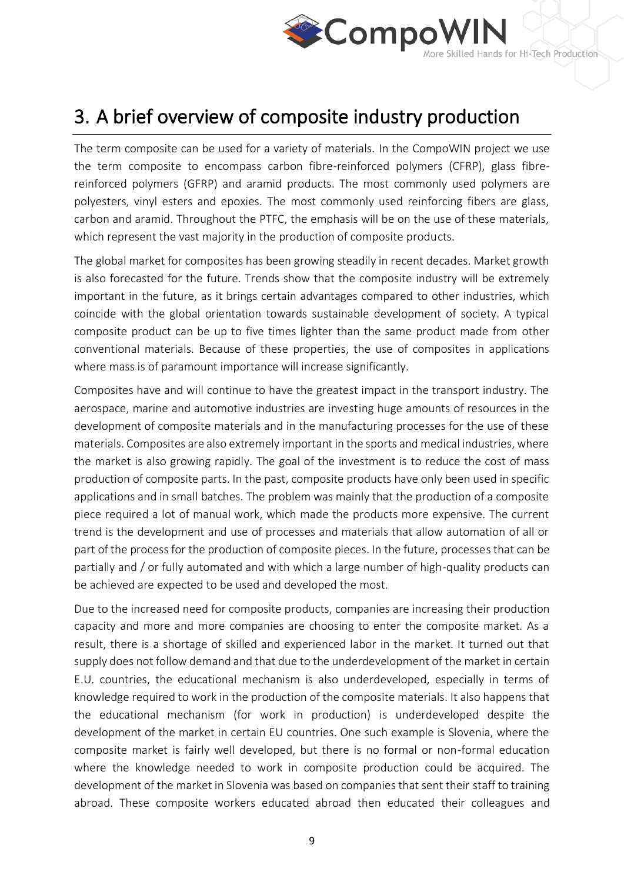# 3. A brief overview of composite industry production

The term composite can be used for a variety of materials. In the CompoWIN project we use the term composite to encompass carbon fibre-reinforced polymers (CFRP), glass fibre-reinforced polymers (GFRP) and aramid products. The most commonly used polymers are polyesters, vinyl esters and epoxies. The most commonly used reinforcing fibers are glass, carbon and aramid. Throughout the PTFC, the emphasis will be on the use of these materials, which represent the vast majority in the production of composite products.

The global market for composites has been growing steadily in recent decades. Market growth is also forecasted for the future. Trends show that the composite industry will be extremely important in the future, as it brings certain advantages compared to other industries, which coincide with the global orientation towards sustainable development of society. A typical composite product can be up to five times lighter than the same product made from other conventional materials. Because of these properties, the use of composites in applications where mass is of paramount importance will increase significantly.

Composites have and will continue to have the greatest impact in the transport industry. The aerospace, marine and automotive industries are investing huge amounts of resources in the development of composite materials and in the manufacturing processes for the use of these materials. Composites are also extremely important in the sports and medical industries, where the market is also growing rapidly. The goal of the investment is to reduce the cost of mass production of composite parts. In the past, composite products have only been used in specific applications and in small batches. The problem was mainly that the production of a composite piece required a lot of manual work, which made the products more expensive. The current trend is the development and use of processes and materials that allow automation of all or part of the process for the production of composite pieces. In the future, processes that can be partially and / or fully automated and with which a large number of high-quality products can be achieved are expected to be used and developed the most.

Due to the increased need for composite products, companies are increasing their production capacity and more and more companies are choosing to enter the composite market. As a result, there is a shortage of skilled and experienced labor in the market. It turned out that supply does not follow demand and that due to the underdevelopment of the market in certain E.U. countries, the educational mechanism is also underdeveloped, especially in terms of knowledge required to work in the production of the composite materials. It also happens that the educational mechanism (for work in production) is underdeveloped despite the development of the market in certain EU countries. One such example is Slovenia, where the composite market is fairly well developed, but there is no formal or non-formal education where the knowledge needed to work in composite production could be acquired. The development of the market in Slovenia was based on companies that sent their staff to training abroad. These composite workers educated abroad then educated their colleagues and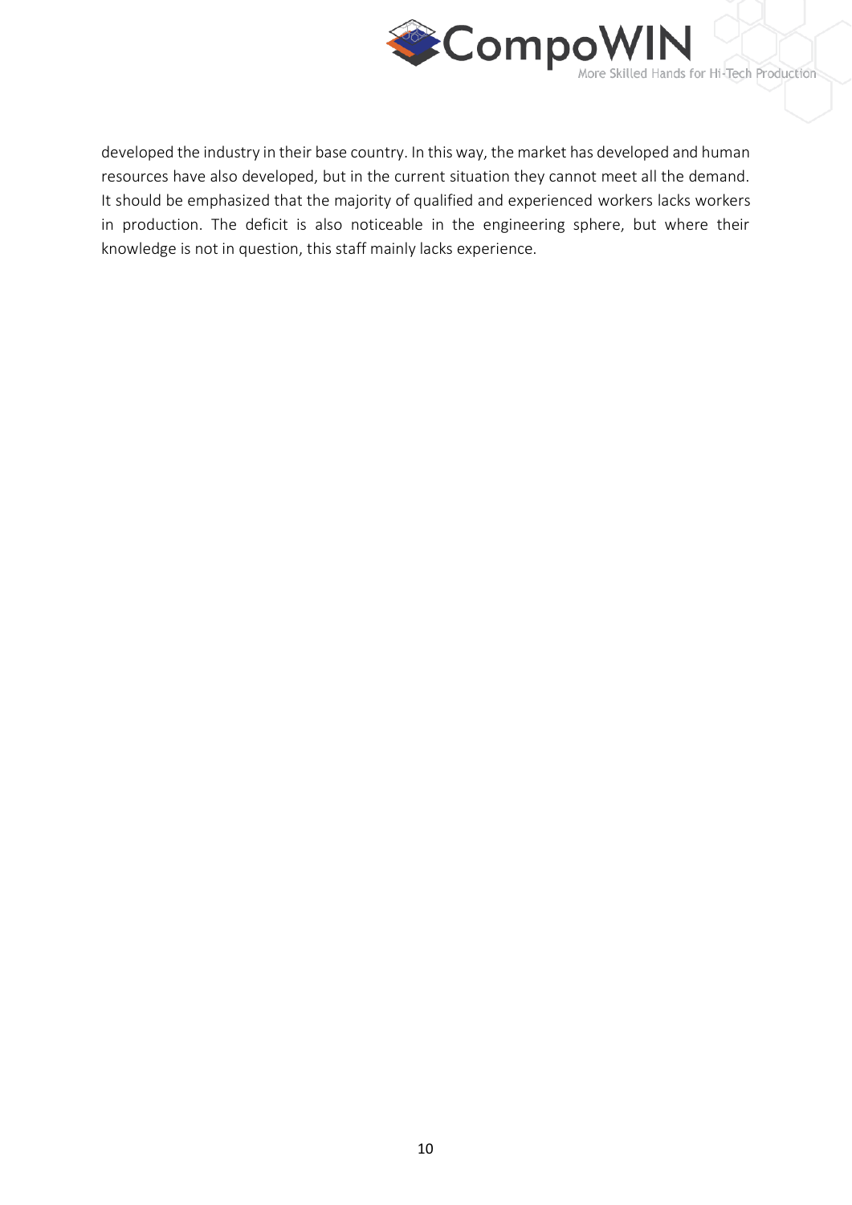developed the industry in their base country. In this way, the market has developed and human resources have also developed, but in the current situation they cannot meet all the demand. It should be emphasized that the majority of qualified and experienced workers lacks workers in production. The deficit is also noticeable in the engineering sphere, but where their knowledge is not in question, this staff mainly lacks experience.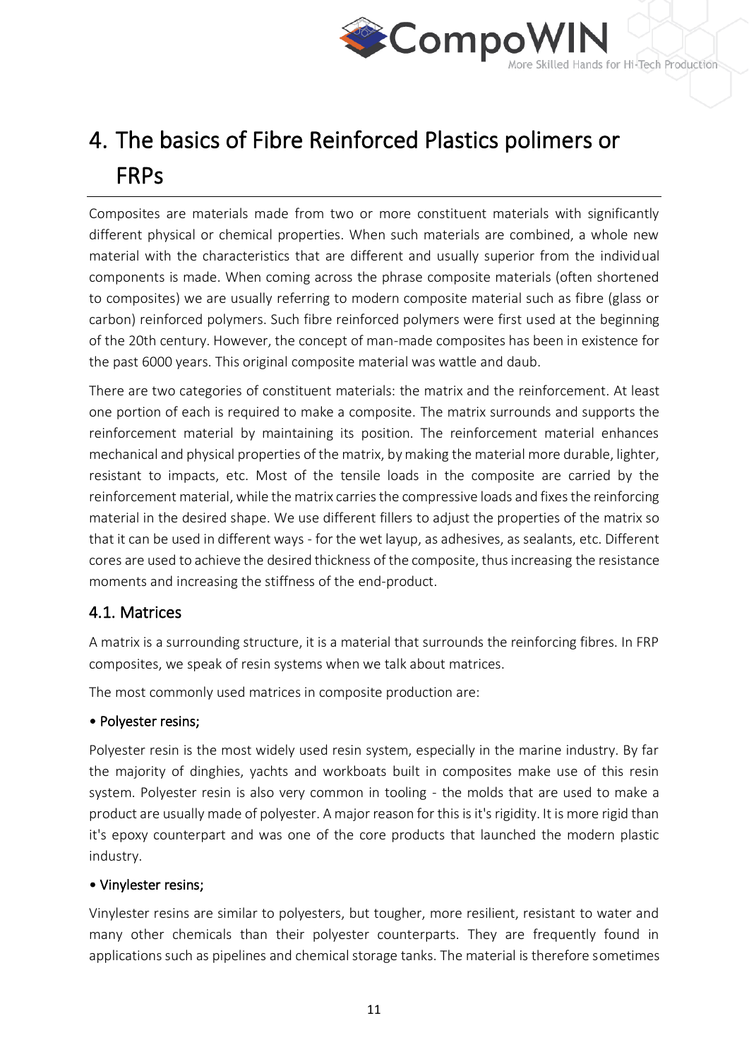# 4. The basics of Fibre Reinforced Plastics polimers or FRPs

Composites are materials made from two or more constituent materials with significantly different physical or chemical properties. When such materials are combined, a whole new material with the characteristics that are different and usually superior from the individual components is made. When coming across the phrase composite materials (often shortened to composites) we are usually referring to modern composite material such as fibre (glass or carbon) reinforced polymers. Such fibre reinforced polymers were first used at the beginning of the 20th century. However, the concept of man-made composites has been in existence for the past 6000 years. This original composite material was wattle and daub.

There are two categories of constituent materials: the matrix and the reinforcement. At least one portion of each is required to make a composite. The matrix surrounds and supports the reinforcement material by maintaining its position. The reinforcement material enhances mechanical and physical properties of the matrix, by making the material more durable, lighter, resistant to impacts, etc. Most of the tensile loads in the composite are carried by the reinforcement material, while the matrix carries the compressive loads and fixes the reinforcing material in the desired shape. We use different fillers to adjust the properties of the matrix so that it can be used in different ways - for the wet layup, as adhesives, as sealants, etc. Different cores are used to achieve the desired thickness of the composite, thus increasing the resistance moments and increasing the stiffness of the end-product.

## 4.1. Matrices

A matrix is a surrounding structure, it is a material that surrounds the reinforcing fibres. In FRP composites, we speak of resin systems when we talk about matrices.

The most commonly used matrices in composite production are:

• Polyester resins;

Polyester resin is the most widely used resin system, especially in the marine industry. By far the majority of dinghies, yachts and workboats built in composites make use of this resin system. Polyester resin is also very common in tooling - the molds that are used to make a product are usually made of polyester. A major reason for this is it's rigidity. It is more rigid than it's epoxy counterpart and was one of the core products that launched the modern plastic industry.

• Vinylester resins;

Vinylester resins are similar to polyesters, but tougher, more resilient, resistant to water and many other chemicals than their polyester counterparts. They are frequently found in applications such as pipelines and chemical storage tanks. The material is therefore sometimes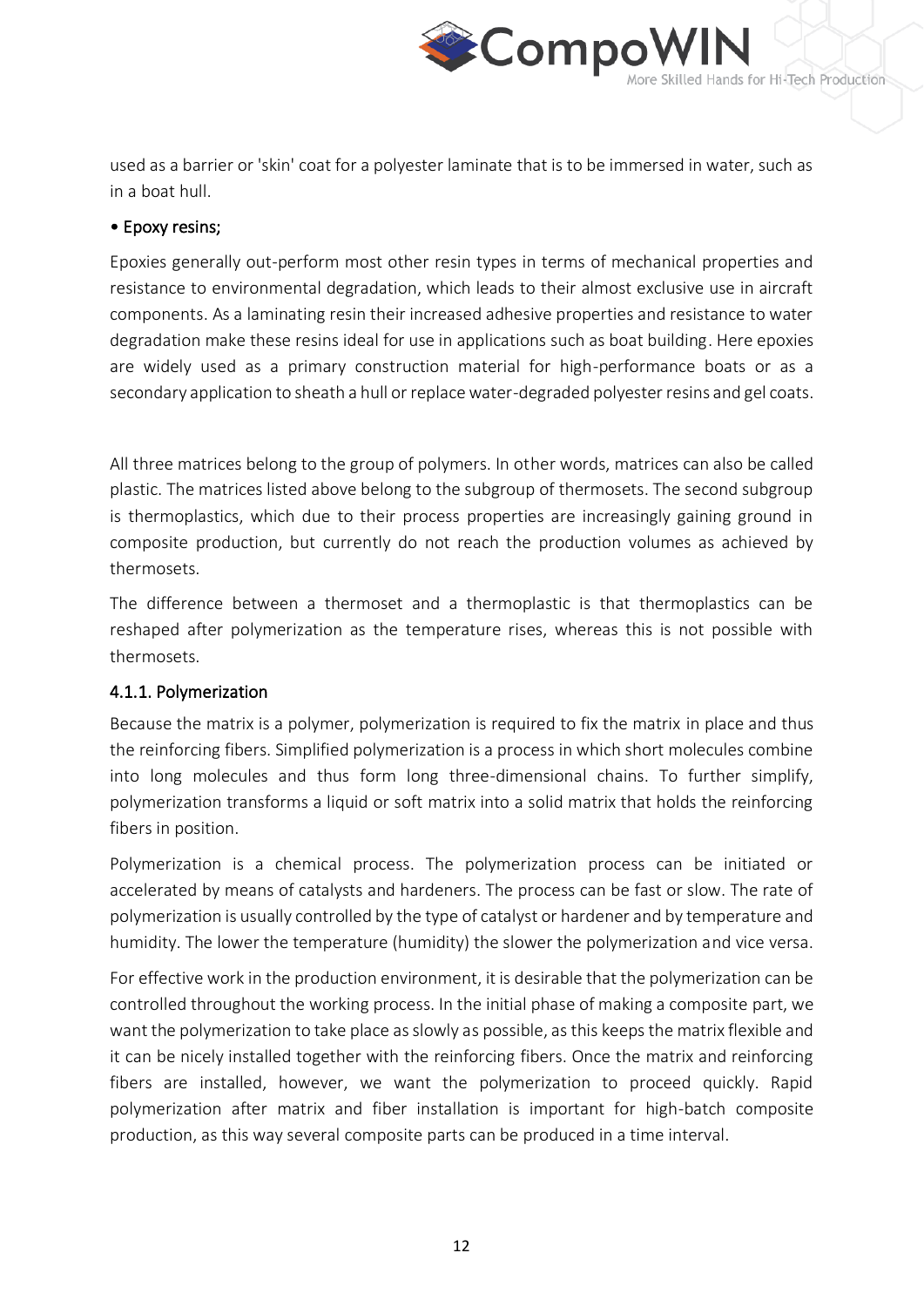used as a barrier or 'skin' coat for a polyester laminate that is to be immersed in water, such as in a boat hull.

• Epoxy resins;

Epoxies generally out-perform most other resin types in terms of mechanical properties and resistance to environmental degradation, which leads to their almost exclusive use in aircraft components. As a laminating resin their increased adhesive properties and resistance to water degradation make these resins ideal for use in applications such as boat building. Here epoxies are widely used as a primary construction material for high-performance boats or as a secondary application to sheath a hull or replace water-degraded polyester resins and gel coats.

All three matrices belong to the group of polymers. In other words, matrices can also be called plastic. The matrices listed above belong to the subgroup of thermosets. The second subgroup is thermoplastics, which due to their process properties are increasingly gaining ground in composite production, but currently do not reach the production volumes as achieved by thermosets.

The difference between a thermoset and a thermoplastic is that thermoplastics can be reshaped after polymerization as the temperature rises, whereas this is not possible with thermosets.

### 4.1.1. Polymerization

Because the matrix is a polymer, polymerization is required to fix the matrix in place and thus the reinforcing fibers. Simplified polymerization is a process in which short molecules combine into long molecules and thus form long three-dimensional chains. To further simplify, polymerization transforms a liquid or soft matrix into a solid matrix that holds the reinforcing fibers in position.

Polymerization is a chemical process. The polymerization process can be initiated or accelerated by means of catalysts and hardeners. The process can be fast or slow. The rate of polymerization is usually controlled by the type of catalyst or hardener and by temperature and humidity. The lower the temperature (humidity) the slower the polymerization and vice versa.

For effective work in the production environment, it is desirable that the polymerization can be controlled throughout the working process. In the initial phase of making a composite part, we want the polymerization to take place as slowly as possible, as this keeps the matrix flexible and it can be nicely installed together with the reinforcing fibers. Once the matrix and reinforcing fibers are installed, however, we want the polymerization to proceed quickly. Rapid polymerization after matrix and fiber installation is important for high-batch composite production, as this way several composite parts can be produced in a time interval.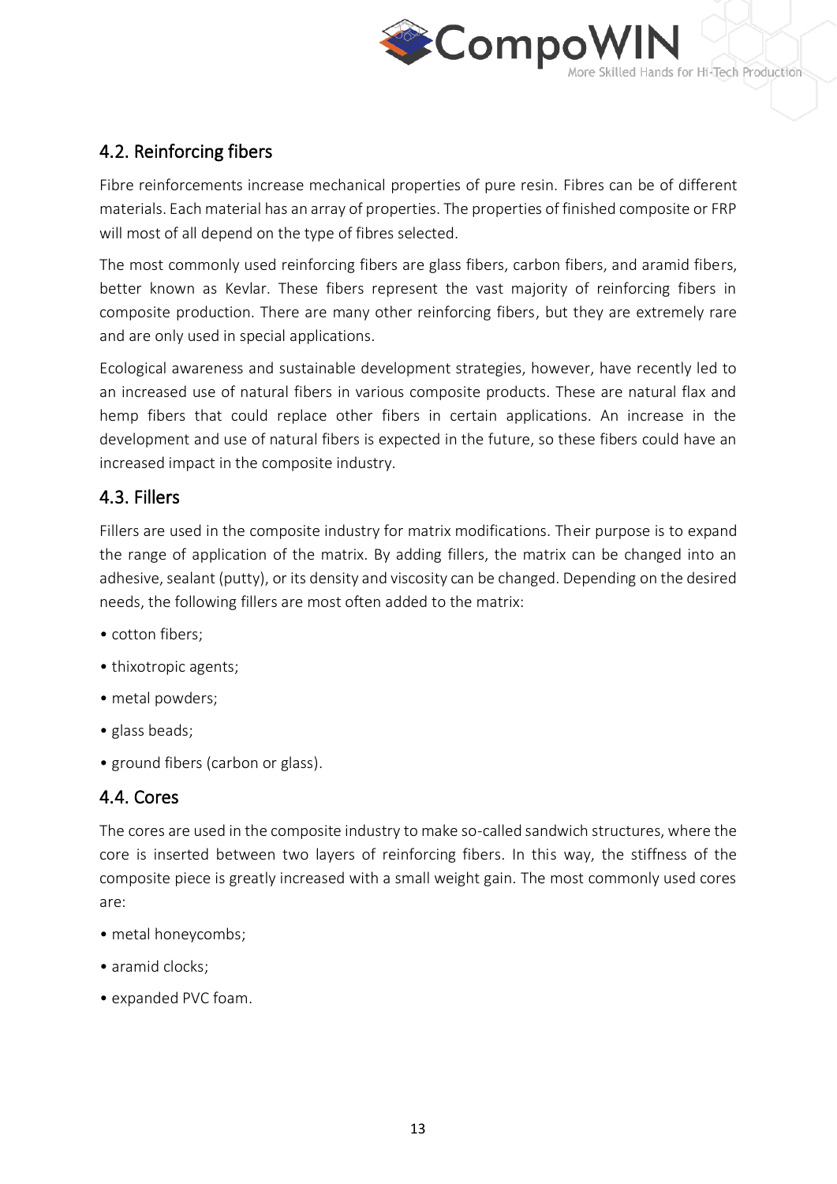## 4.2. Reinforcing fibers

Fibre reinforcements increase mechanical properties of pure resin. Fibres can be of different materials. Each material has an array of properties. The properties of finished composite or FRP will most of all depend on the type of fibres selected.

The most commonly used reinforcing fibers are glass fibers, carbon fibers, and aramid fibers, better known as Kevlar. These fibers represent the vast majority of reinforcing fibers in composite production. There are many other reinforcing fibers, but they are extremely rare and are only used in special applications.

Ecological awareness and sustainable development strategies, however, have recently led to an increased use of natural fibers in various composite products. These are natural flax and hemp fibers that could replace other fibers in certain applications. An increase in the development and use of natural fibers is expected in the future, so these fibers could have an increased impact in the composite industry.

## 4.3. Fillers

Fillers are used in the composite industry for matrix modifications. Their purpose is to expand the range of application of the matrix. By adding fillers, the matrix can be changed into an adhesive, sealant (putty), or its density and viscosity can be changed. Depending on the desired needs, the following fillers are most often added to the matrix:

- cotton fibers;
- thixotropic agents;
- metal powders;
- glass beads;
- ground fibers (carbon or glass).

## 4.4. Cores

The cores are used in the composite industry to make so-called sandwich structures, where the core is inserted between two layers of reinforcing fibers. In this way, the stiffness of the composite piece is greatly increased with a small weight gain. The most commonly used cores are:

- metal honeycombs;
- aramid clocks;
- expanded PVC foam.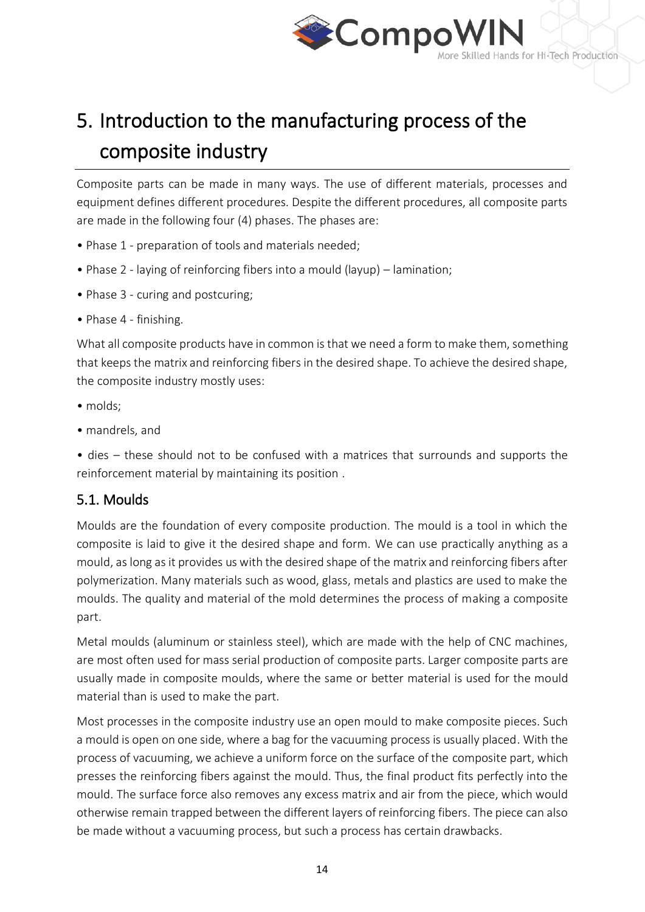# 5. Introduction to the manufacturing process of the composite industry

Composite parts can be made in many ways. The use of different materials, processes and equipment defines different procedures. Despite the different procedures, all composite parts are made in the following four (4) phases. The phases are:

- Phase 1 - preparation of tools and materials needed;
- Phase 2 - laying of reinforcing fibers into a mould (layup) – lamination;
- Phase 3 - curing and postcuring;
- Phase 4 - finishing.

What all composite products have in common is that we need a form to make them, something that keeps the matrix and reinforcing fibers in the desired shape. To achieve the desired shape, the composite industry mostly uses:

- molds;
- mandrels, and
- dies – these should not to be confused with a matrices that surrounds and supports the reinforcement material by maintaining its position .

## 5.1. Moulds

Moulds are the foundation of every composite production. The mould is a tool in which the composite is laid to give it the desired shape and form. We can use practically anything as a mould, as long as it provides us with the desired shape of the matrix and reinforcing fibers after polymerization. Many materials such as wood, glass, metals and plastics are used to make the moulds. The quality and material of the mold determines the process of making a composite part.

Metal moulds (aluminum or stainless steel), which are made with the help of CNC machines, are most often used for mass serial production of composite parts. Larger composite parts are usually made in composite moulds, where the same or better material is used for the mould material than is used to make the part.

Most processes in the composite industry use an open mould to make composite pieces. Such a mould is open on one side, where a bag for the vacuuming process is usually placed. With the process of vacuuming, we achieve a uniform force on the surface of the composite part, which presses the reinforcing fibers against the mould. Thus, the final product fits perfectly into the mould. The surface force also removes any excess matrix and air from the piece, which would otherwise remain trapped between the different layers of reinforcing fibers. The piece can also be made without a vacuuming process, but such a process has certain drawbacks.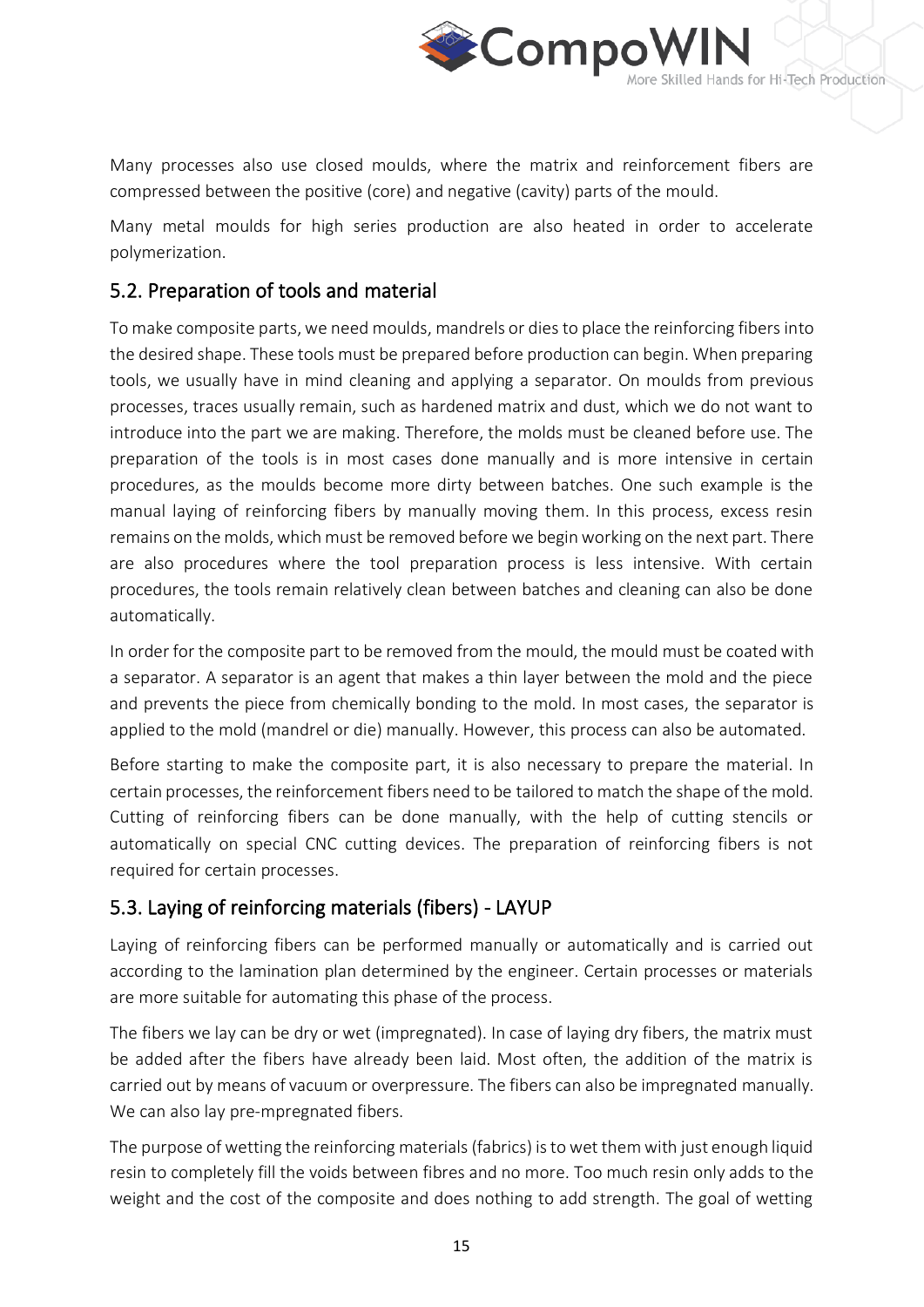Many processes also use closed moulds, where the matrix and reinforcement fibers are compressed between the positive (core) and negative (cavity) parts of the mould.

Many metal moulds for high series production are also heated in order to accelerate polymerization.

## 5.2. Preparation of tools and material

To make composite parts, we need moulds, mandrels or dies to place the reinforcing fibers into the desired shape. These tools must be prepared before production can begin. When preparing tools, we usually have in mind cleaning and applying a separator. On moulds from previous processes, traces usually remain, such as hardened matrix and dust, which we do not want to introduce into the part we are making. Therefore, the molds must be cleaned before use. The preparation of the tools is in most cases done manually and is more intensive in certain procedures, as the moulds become more dirty between batches. One such example is the manual laying of reinforcing fibers by manually moving them. In this process, excess resin remains on the molds, which must be removed before we begin working on the next part. There are also procedures where the tool preparation process is less intensive. With certain procedures, the tools remain relatively clean between batches and cleaning can also be done automatically.

In order for the composite part to be removed from the mould, the mould must be coated with a separator. A separator is an agent that makes a thin layer between the mold and the piece and prevents the piece from chemically bonding to the mold. In most cases, the separator is applied to the mold (mandrel or die) manually. However, this process can also be automated.

Before starting to make the composite part, it is also necessary to prepare the material. In certain processes, the reinforcement fibers need to be tailored to match the shape of the mold. Cutting of reinforcing fibers can be done manually, with the help of cutting stencils or automatically on special CNC cutting devices. The preparation of reinforcing fibers is not required for certain processes.

## 5.3. Laying of reinforcing materials (fibers) - LAYUP

Laying of reinforcing fibers can be performed manually or automatically and is carried out according to the lamination plan determined by the engineer. Certain processes or materials are more suitable for automating this phase of the process.

The fibers we lay can be dry or wet (impregnated). In case of laying dry fibers, the matrix must be added after the fibers have already been laid. Most often, the addition of the matrix is carried out by means of vacuum or overpressure. The fibers can also be impregnated manually. We can also lay pre-mpregnated fibers.

The purpose of wetting the reinforcing materials (fabrics) is to wet them with just enough liquid resin to completely fill the voids between fibres and no more. Too much resin only adds to the weight and the cost of the composite and does nothing to add strength. The goal of wetting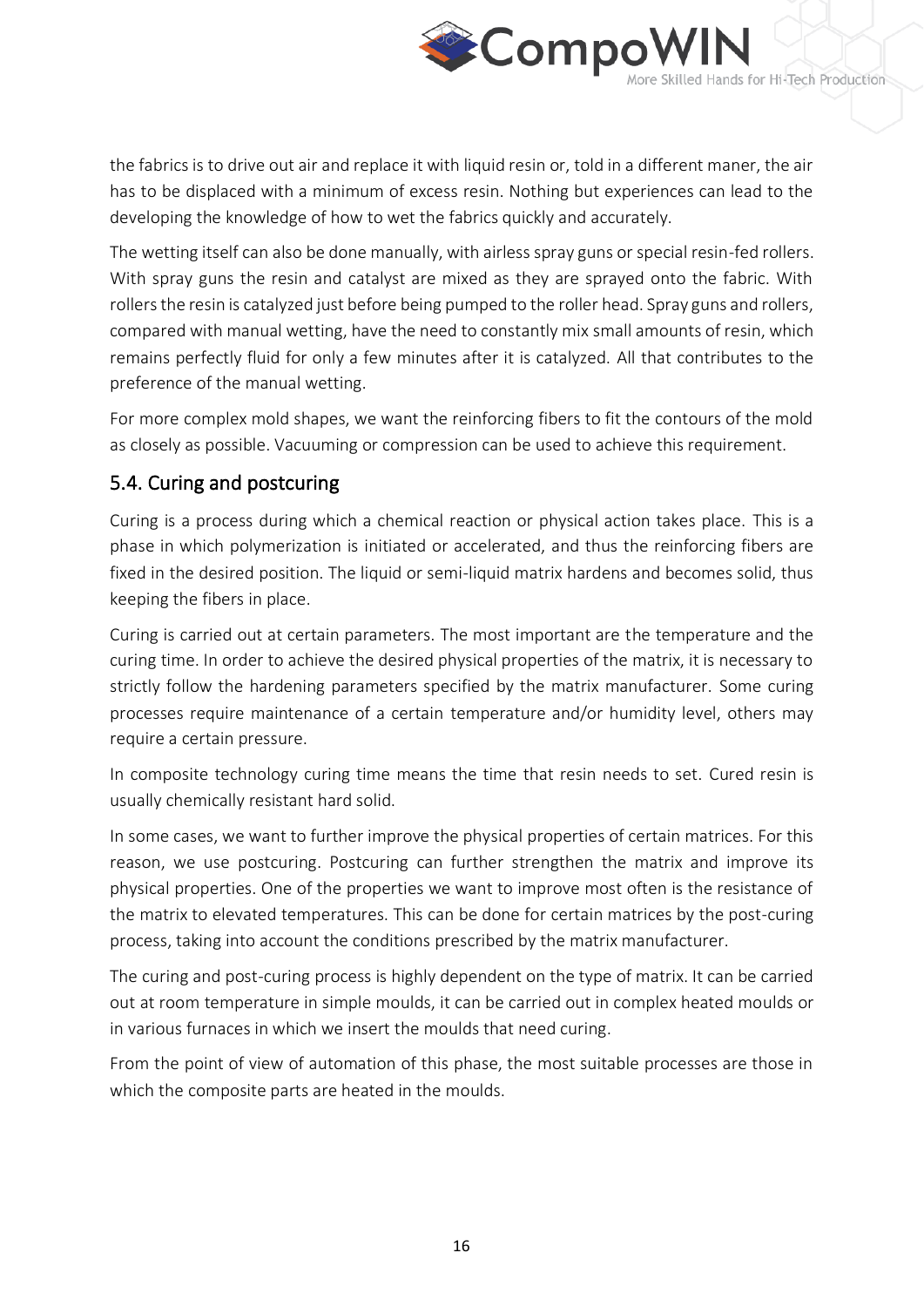the fabrics is to drive out air and replace it with liquid resin or, told in a different maner, the air has to be displaced with a minimum of excess resin. Nothing but experiences can lead to the developing the knowledge of how to wet the fabrics quickly and accurately.

The wetting itself can also be done manually, with airless spray guns or special resin-fed rollers. With spray guns the resin and catalyst are mixed as they are sprayed onto the fabric. With rollers the resin is catalyzed just before being pumped to the roller head. Spray guns and rollers, compared with manual wetting, have the need to constantly mix small amounts of resin, which remains perfectly fluid for only a few minutes after it is catalyzed. All that contributes to the preference of the manual wetting.

For more complex mold shapes, we want the reinforcing fibers to fit the contours of the mold as closely as possible. Vacuuming or compression can be used to achieve this requirement.

## 5.4. Curing and postcuring

Curing is a process during which a chemical reaction or physical action takes place. This is a phase in which polymerization is initiated or accelerated, and thus the reinforcing fibers are fixed in the desired position. The liquid or semi-liquid matrix hardens and becomes solid, thus keeping the fibers in place.

Curing is carried out at certain parameters. The most important are the temperature and the curing time. In order to achieve the desired physical properties of the matrix, it is necessary to strictly follow the hardening parameters specified by the matrix manufacturer. Some curing processes require maintenance of a certain temperature and/or humidity level, others may require a certain pressure.

In composite technology curing time means the time that resin needs to set. Cured resin is usually chemically resistant hard solid.

In some cases, we want to further improve the physical properties of certain matrices. For this reason, we use postcuring. Postcuring can further strengthen the matrix and improve its physical properties. One of the properties we want to improve most often is the resistance of the matrix to elevated temperatures. This can be done for certain matrices by the post-curing process, taking into account the conditions prescribed by the matrix manufacturer.

The curing and post-curing process is highly dependent on the type of matrix. It can be carried out at room temperature in simple moulds, it can be carried out in complex heated moulds or in various furnaces in which we insert the moulds that need curing.

From the point of view of automation of this phase, the most suitable processes are those in which the composite parts are heated in the moulds.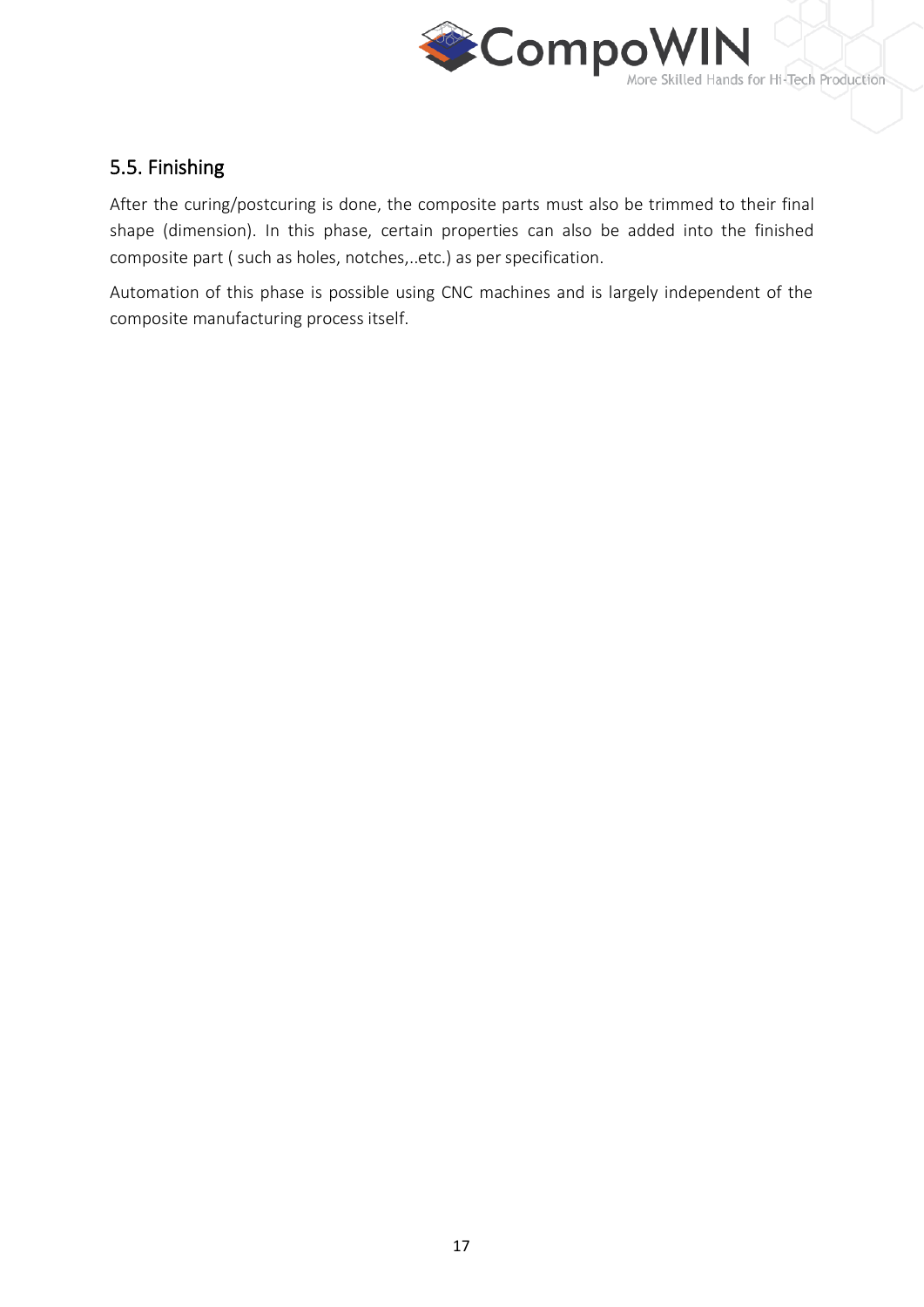## 5.5. Finishing

After the curing/postcuring is done, the composite parts must also be trimmed to their final shape (dimension). In this phase, certain properties can also be added into the finished composite part ( such as holes, notches,..etc.) as per specification.

Automation of this phase is possible using CNC machines and is largely independent of the composite manufacturing process itself.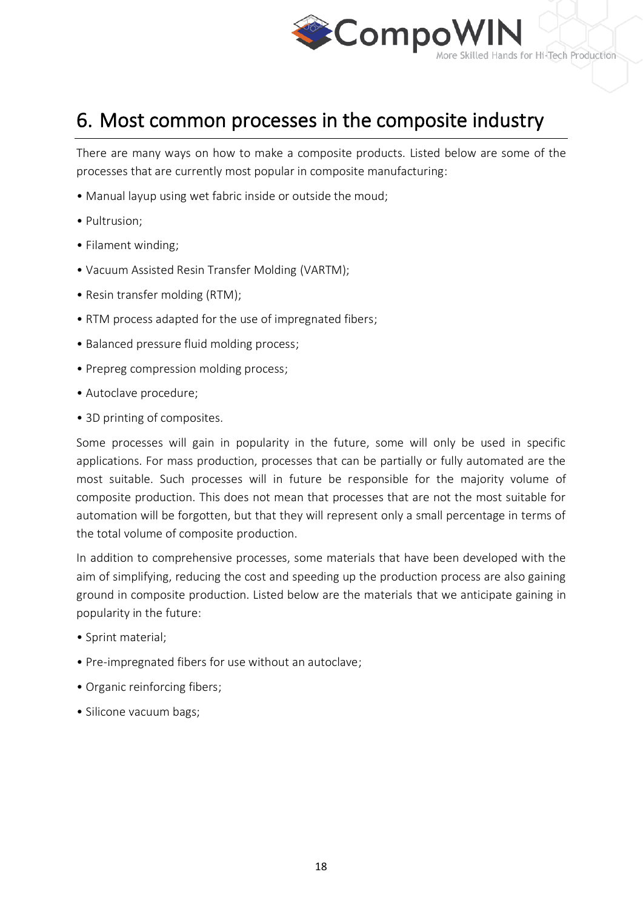# 6. Most common processes in the composite industry

There are many ways on how to make a composite products. Listed below are some of the processes that are currently most popular in composite manufacturing:

- Manual layup using wet fabric inside or outside the moud;
- Pultrusion;
- Filament winding;
- Vacuum Assisted Resin Transfer Molding (VARTM);
- Resin transfer molding (RTM);
- RTM process adapted for the use of impregnated fibers;
- Balanced pressure fluid molding process;
- Prepreg compression molding process;
- Autoclave procedure;
- 3D printing of composites.

Some processes will gain in popularity in the future, some will only be used in specific applications. For mass production, processes that can be partially or fully automated are the most suitable. Such processes will in future be responsible for the majority volume of composite production. This does not mean that processes that are not the most suitable for automation will be forgotten, but that they will represent only a small percentage in terms of the total volume of composite production.

In addition to comprehensive processes, some materials that have been developed with the aim of simplifying, reducing the cost and speeding up the production process are also gaining ground in composite production. Listed below are the materials that we anticipate gaining in popularity in the future:

- Sprint material;
- Pre-impregnated fibers for use without an autoclave;
- Organic reinforcing fibers;
- Silicone vacuum bags;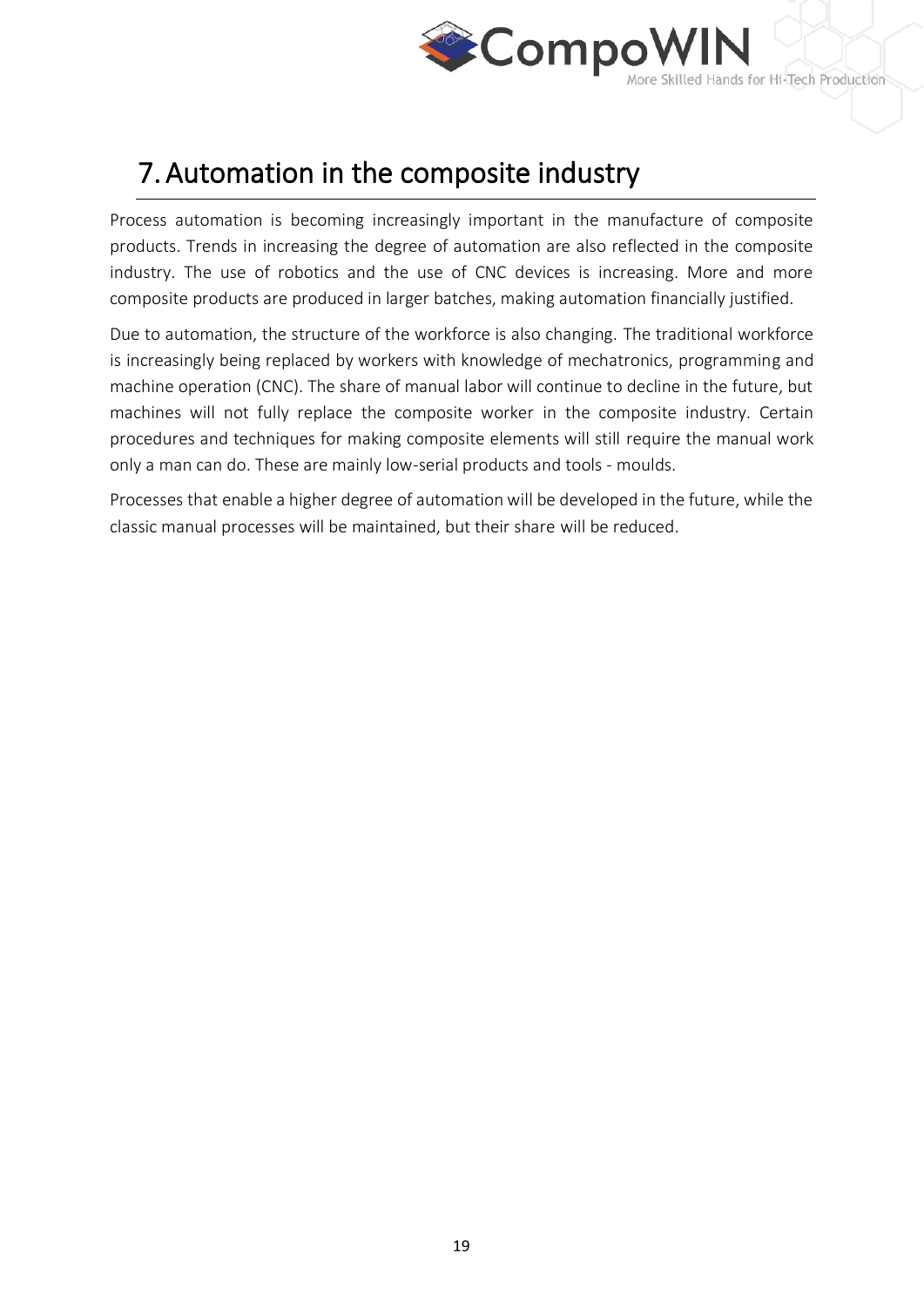# 7. Automation in the composite industry

Process automation is becoming increasingly important in the manufacture of composite products. Trends in increasing the degree of automation are also reflected in the composite industry. The use of robotics and the use of CNC devices is increasing. More and more composite products are produced in larger batches, making automation financially justified.

Due to automation, the structure of the workforce is also changing. The traditional workforce is increasingly being replaced by workers with knowledge of mechatronics, programming and machine operation (CNC). The share of manual labor will continue to decline in the future, but machines will not fully replace the composite worker in the composite industry. Certain procedures and techniques for making composite elements will still require the manual work only a man can do. These are mainly low-serial products and tools - moulds.

Processes that enable a higher degree of automation will be developed in the future, while the classic manual processes will be maintained, but their share will be reduced.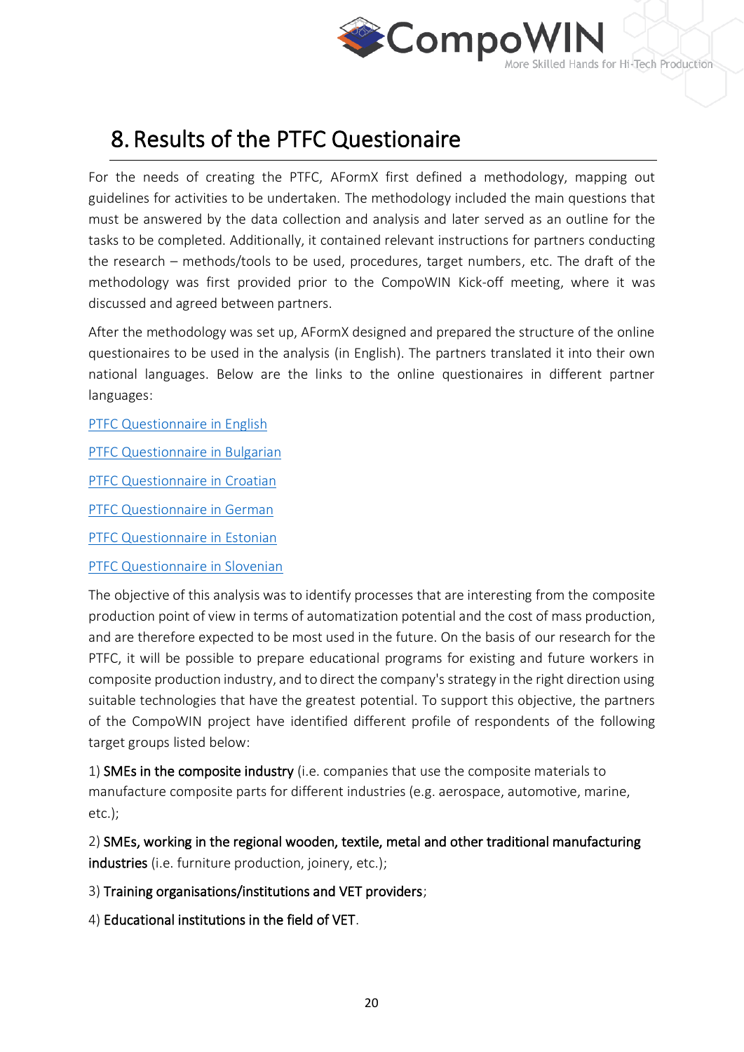# 8. Results of the PTFC Questionaire

For the needs of creating the PTFC, AFormX first defined a methodology, mapping out guidelines for activities to be undertaken. The methodology included the main questions that must be answered by the data collection and analysis and later served as an outline for the tasks to be completed. Additionally, it contained relevant instructions for partners conducting the research – methods/tools to be used, procedures, target numbers, etc. The draft of the methodology was first provided prior to the CompoWIN Kick-off meeting, where it was discussed and agreed between partners.

After the methodology was set up, AFormX designed and prepared the structure of the online questionaires to be used in the analysis (in English). The partners translated it into their own national languages. Below are the links to the online questionaires in different partner languages:

PTFC Questionnaire in English

PTFC Questionnaire in Bulgarian

PTFC Questionnaire in Croatian

PTFC Questionnaire in German

PTFC Questionnaire in Estonian

PTFC Questionnaire in Slovenian

The objective of this analysis was to identify processes that are interesting from the composite production point of view in terms of automatization potential and the cost of mass production, and are therefore expected to be most used in the future. On the basis of our research for the PTFC, it will be possible to prepare educational programs for existing and future workers in composite production industry, and to direct the company's strategy in the right direction using suitable technologies that have the greatest potential. To support this objective, the partners of the CompoWIN project have identified different profile of respondents of the following target groups listed below:

1) **SMEs in the composite industry** (i.e. companies that use the composite materials to manufacture composite parts for different industries (e.g. aerospace, automotive, marine, etc.);

2) **SMEs, working in the regional wooden, textile, metal and other traditional manufacturing industries** (i.e. furniture production, joinery, etc.);

3) **Training organisations/institutions and VET providers**;

4) **Educational institutions in the field of VET**.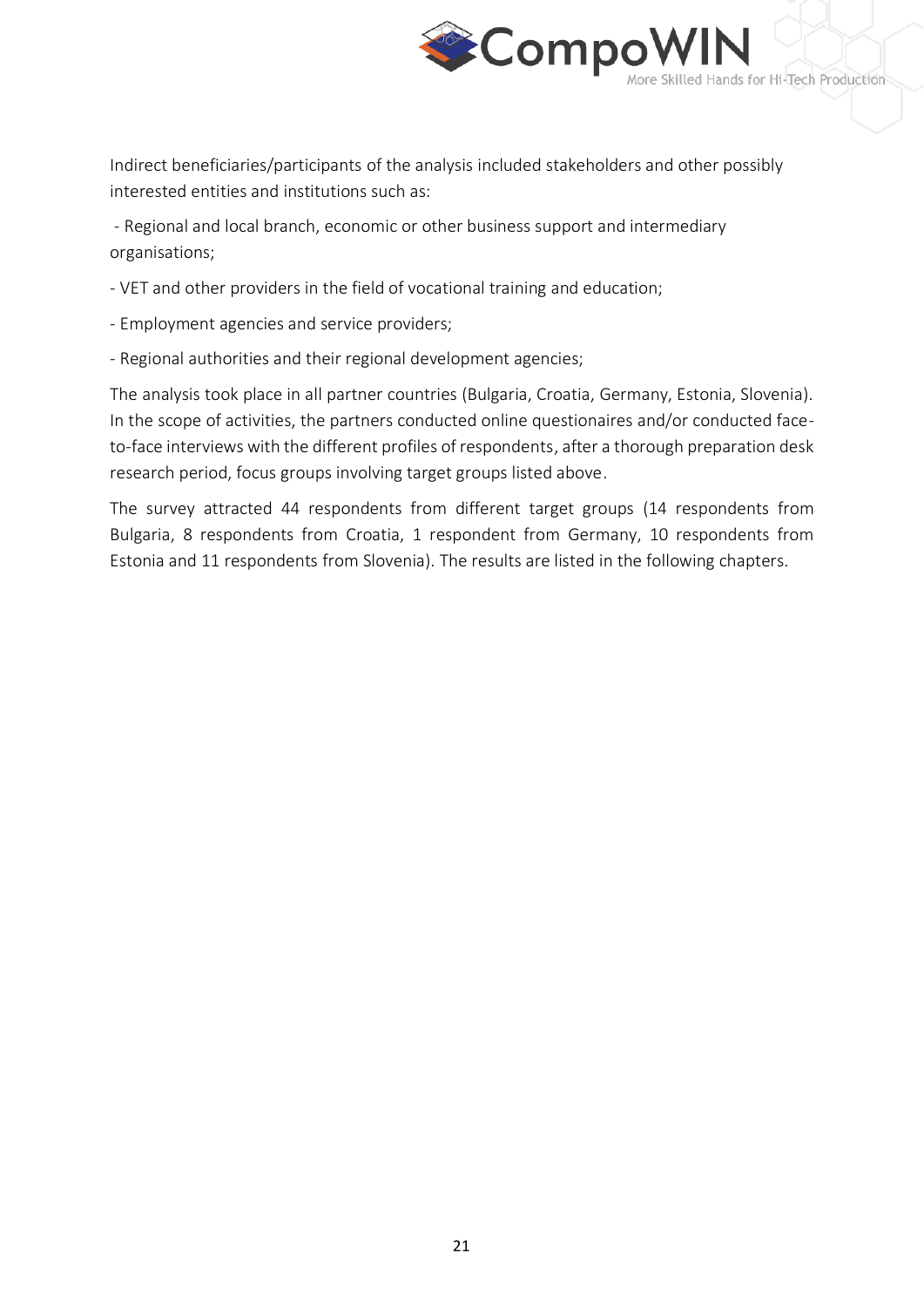Indirect beneficiaries/participants of the analysis included stakeholders and other possibly interested entities and institutions such as:

- Regional and local branch, economic or other business support and intermediary organisations;
- VET and other providers in the field of vocational training and education;
- Employment agencies and service providers;
- Regional authorities and their regional development agencies;

The analysis took place in all partner countries (Bulgaria, Croatia, Germany, Estonia, Slovenia). In the scope of activities, the partners conducted online questionaires and/or conducted face-to-face interviews with the different profiles of respondents, after a thorough preparation desk research period, focus groups involving target groups listed above.

The survey attracted 44 respondents from different target groups (14 respondents from Bulgaria, 8 respondents from Croatia, 1 respondent from Germany, 10 respondents from Estonia and 11 respondents from Slovenia). The results are listed in the following chapters.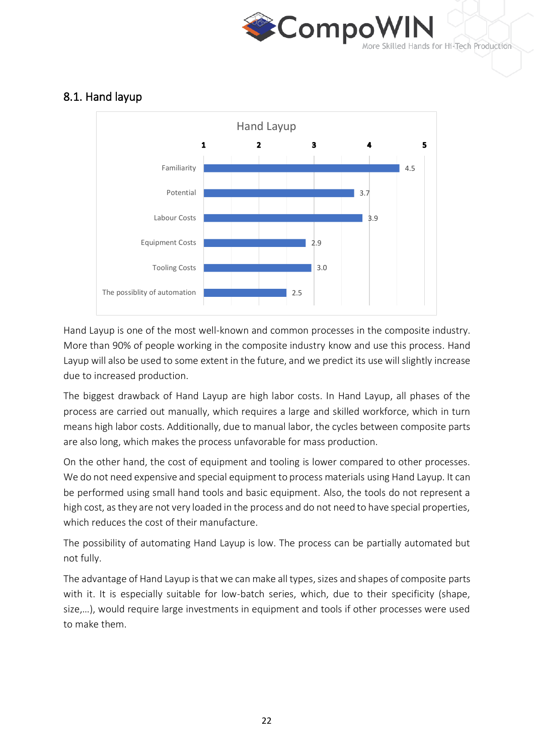## 8.1. Hand layup

Hand Layup

1 2 3 4 5

Familiarity 4.5

Potential 3.7

Labour Costs 3.9

Equipment Costs 2.9

Tooling Costs 3.0

The possiblity of automation 2.5

Hand Layup is one of the most well-known and common processes in the composite industry. More than 90% of people working in the composite industry know and use this process. Hand Layup will also be used to some extent in the future, and we predict its use will slightly increase due to increased production.

The biggest drawback of Hand Layup are high labor costs. In Hand Layup, all phases of the process are carried out manually, which requires a large and skilled workforce, which in turn means high labor costs. Additionally, due to manual labor, the cycles between composite parts are also long, which makes the process unfavorable for mass production.

On the other hand, the cost of equipment and tooling is lower compared to other processes. We do not need expensive and special equipment to process materials using Hand Layup. It can be performed using small hand tools and basic equipment. Also, the tools do not represent a high cost, as they are not very loaded in the process and do not need to have special properties, which reduces the cost of their manufacture.

The possibility of automating Hand Layup is low. The process can be partially automated but not fully.

The advantage of Hand Layup is that we can make all types, sizes and shapes of composite parts with it. It is especially suitable for low-batch series, which, due to their specificity (shape, size,…), would require large investments in equipment and tools if other processes were used to make them.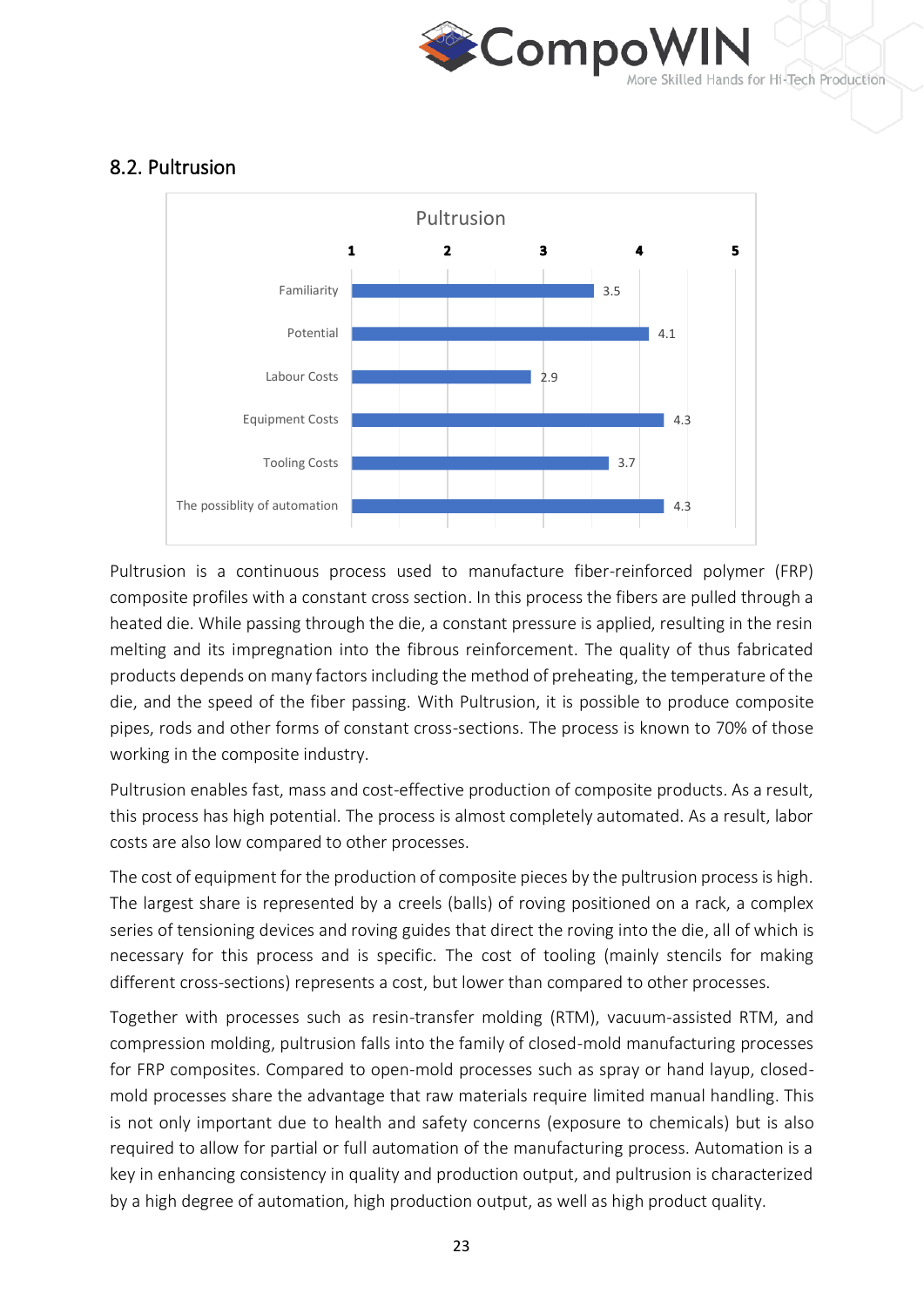## 8.2. Pultrusion

Pultrusion

1 2 3 4 5

Familiarity 3.5

Potential 4.1

Labour Costs 2.9

Equipment Costs 4.3

Tooling Costs 3.7

The possiblity of automation 4.3

Pultrusion is a continuous process used to manufacture fiber-reinforced polymer (FRP) composite profiles with a constant cross section. In this process the fibers are pulled through a heated die. While passing through the die, a constant pressure is applied, resulting in the resin melting and its impregnation into the fibrous reinforcement. The quality of thus fabricated products depends on many factors including the method of preheating, the temperature of the die, and the speed of the fiber passing. With Pultrusion, it is possible to produce composite pipes, rods and other forms of constant cross-sections. The process is known to 70% of those working in the composite industry.

Pultrusion enables fast, mass and cost-effective production of composite products. As a result, this process has high potential. The process is almost completely automated. As a result, labor costs are also low compared to other processes.

The cost of equipment for the production of composite pieces by the pultrusion process is high. The largest share is represented by a creels (balls) of roving positioned on a rack, a complex series of tensioning devices and roving guides that direct the roving into the die, all of which is necessary for this process and is specific. The cost of tooling (mainly stencils for making different cross-sections) represents a cost, but lower than compared to other processes.

Together with processes such as resin-transfer molding (RTM), vacuum-assisted RTM, and compression molding, pultrusion falls into the family of closed-mold manufacturing processes for FRP composites. Compared to open-mold processes such as spray or hand layup, closed-mold processes share the advantage that raw materials require limited manual handling. This is not only important due to health and safety concerns (exposure to chemicals) but is also required to allow for partial or full automation of the manufacturing process. Automation is a key in enhancing consistency in quality and production output, and pultrusion is characterized by a high degree of automation, high production output, as well as high product quality.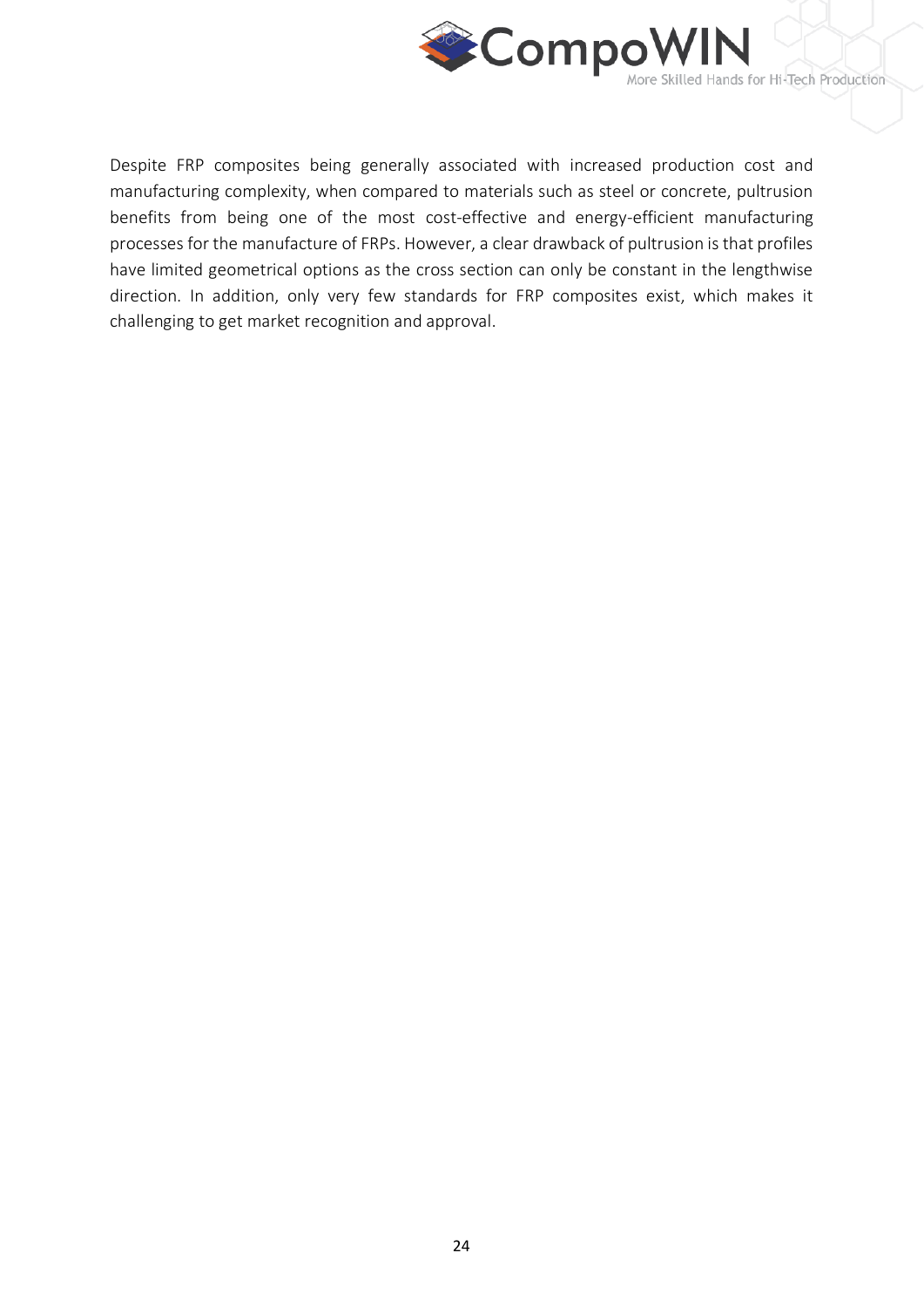Despite FRP composites being generally associated with increased production cost and manufacturing complexity, when compared to materials such as steel or concrete, pultrusion benefits from being one of the most cost-effective and energy-efficient manufacturing processes for the manufacture of FRPs. However, a clear drawback of pultrusion is that profiles have limited geometrical options as the cross section can only be constant in the lengthwise direction. In addition, only very few standards for FRP composites exist, which makes it challenging to get market recognition and approval.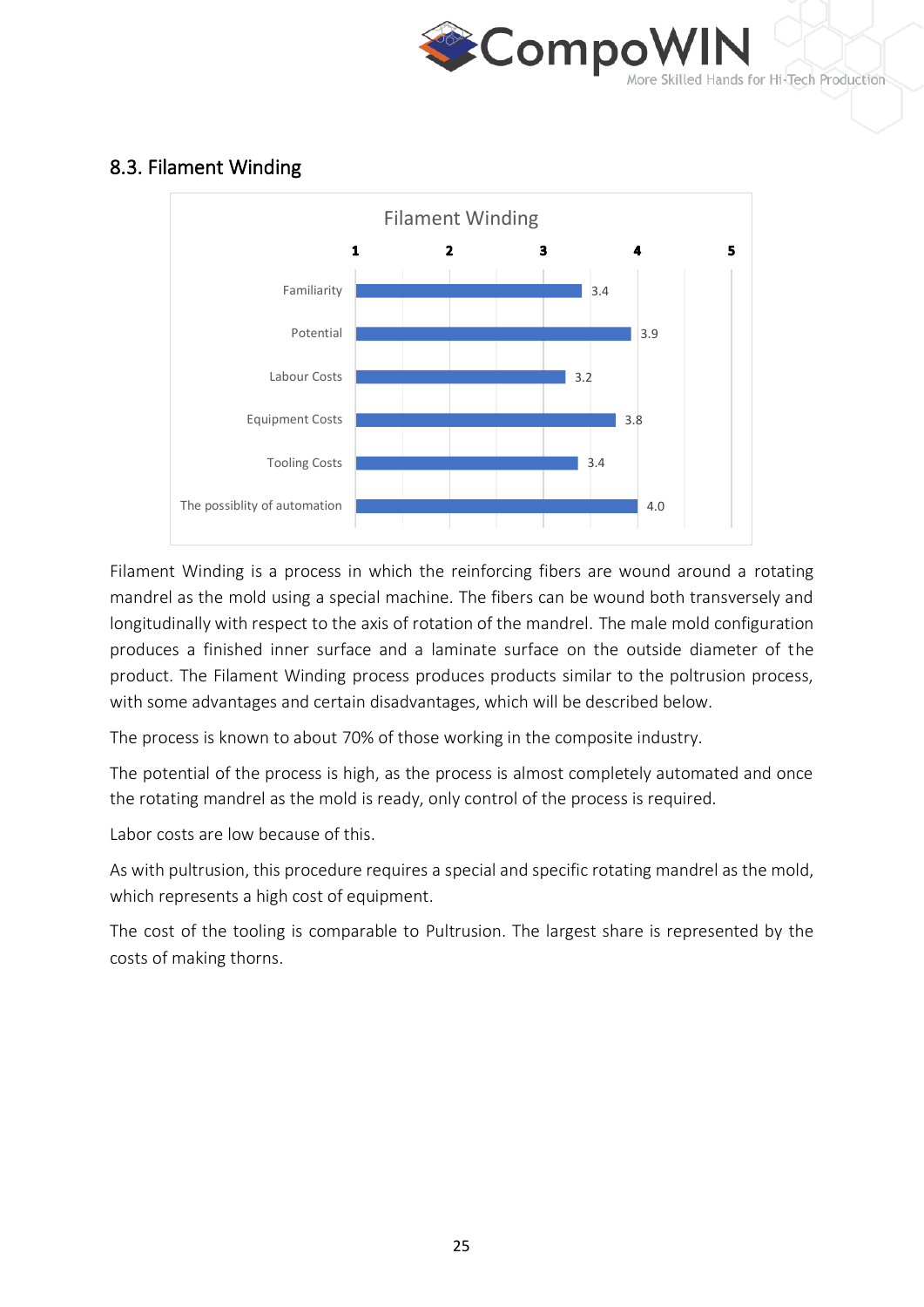## 8.3. Filament Winding

Filament Winding

1 2 3 4 5

Familiarity 3.4

Potential 3.9

Labour Costs 3.2

Equipment Costs 3.8

Tooling Costs 3.4

The possiblity of automation 4.0

Filament Winding is a process in which the reinforcing fibers are wound around a rotating mandrel as the mold using a special machine. The fibers can be wound both transversely and longitudinally with respect to the axis of rotation of the mandrel. The male mold configuration produces a finished inner surface and a laminate surface on the outside diameter of the product. The Filament Winding process produces products similar to the poltrusion process, with some advantages and certain disadvantages, which will be described below.

The process is known to about 70% of those working in the composite industry.

The potential of the process is high, as the process is almost completely automated and once the rotating mandrel as the mold is ready, only control of the process is required.

Labor costs are low because of this.

As with pultrusion, this procedure requires a special and specific rotating mandrel as the mold, which represents a high cost of equipment.

The cost of the tooling is comparable to Pultrusion. The largest share is represented by the costs of making thorns.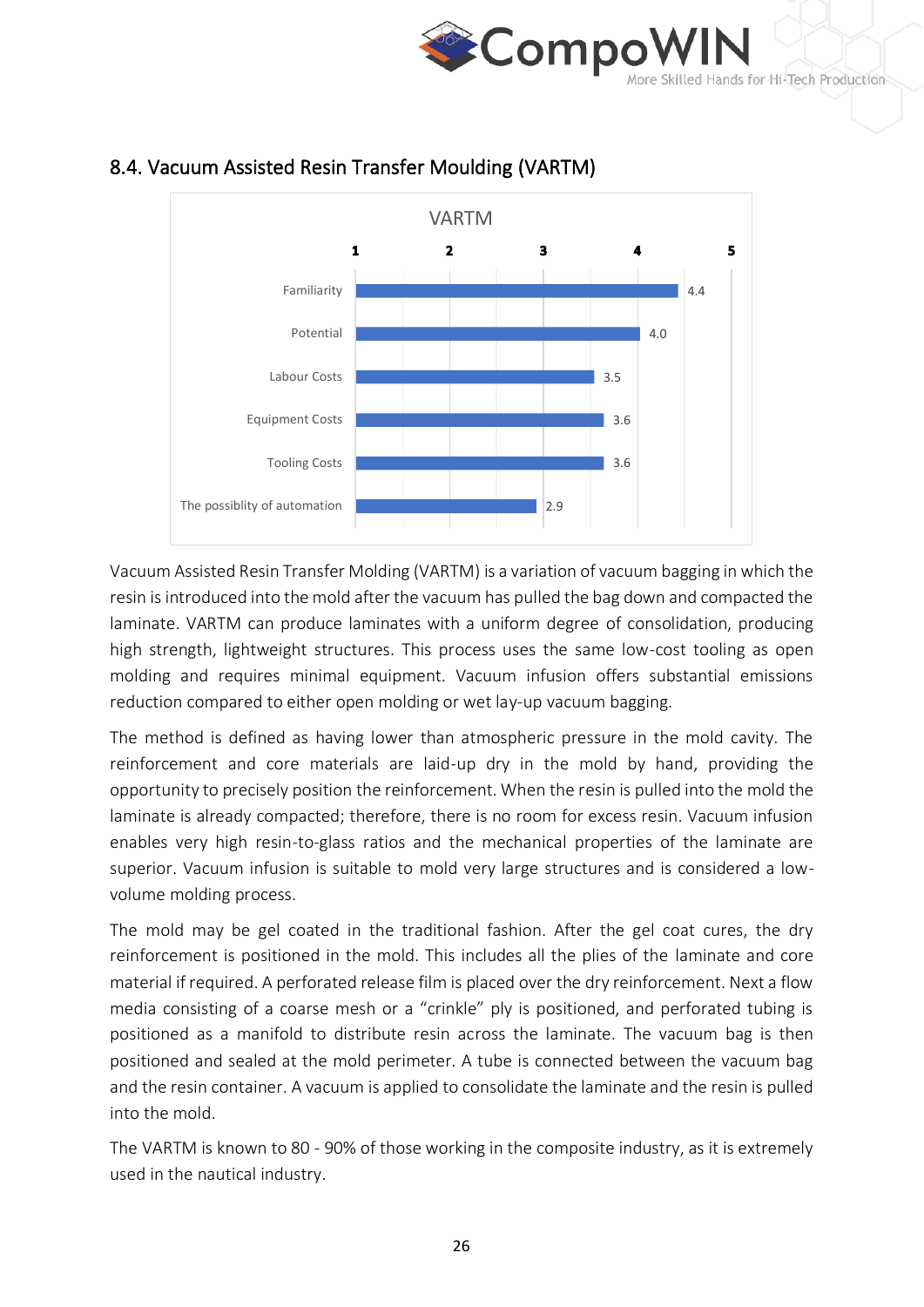## 8.4. Vacuum Assisted Resin Transfer Moulding (VARTM)

VARTM

| Criterion | Score |
| --- | --- |
| Familiarity | 4.4 |
| Potential | 4.0 |
| Labour Costs | 3.5 |
| Equipment Costs | 3.6 |
| Tooling Costs | 3.6 |
| The possiblity of automation | 2.9 |

Vacuum Assisted Resin Transfer Molding (VARTM) is a variation of vacuum bagging in which the resin is introduced into the mold after the vacuum has pulled the bag down and compacted the laminate. VARTM can produce laminates with a uniform degree of consolidation, producing high strength, lightweight structures. This process uses the same low-cost tooling as open molding and requires minimal equipment. Vacuum infusion offers substantial emissions reduction compared to either open molding or wet lay-up vacuum bagging.

The method is defined as having lower than atmospheric pressure in the mold cavity. The reinforcement and core materials are laid-up dry in the mold by hand, providing the opportunity to precisely position the reinforcement. When the resin is pulled into the mold the laminate is already compacted; therefore, there is no room for excess resin. Vacuum infusion enables very high resin-to-glass ratios and the mechanical properties of the laminate are superior. Vacuum infusion is suitable to mold very large structures and is considered a low-volume molding process.

The mold may be gel coated in the traditional fashion. After the gel coat cures, the dry reinforcement is positioned in the mold. This includes all the plies of the laminate and core material if required. A perforated release film is placed over the dry reinforcement. Next a flow media consisting of a coarse mesh or a "crinkle" ply is positioned, and perforated tubing is positioned as a manifold to distribute resin across the laminate. The vacuum bag is then positioned and sealed at the mold perimeter. A tube is connected between the vacuum bag and the resin container. A vacuum is applied to consolidate the laminate and the resin is pulled into the mold.

The VARTM is known to 80 - 90% of those working in the composite industry, as it is extremely used in the nautical industry.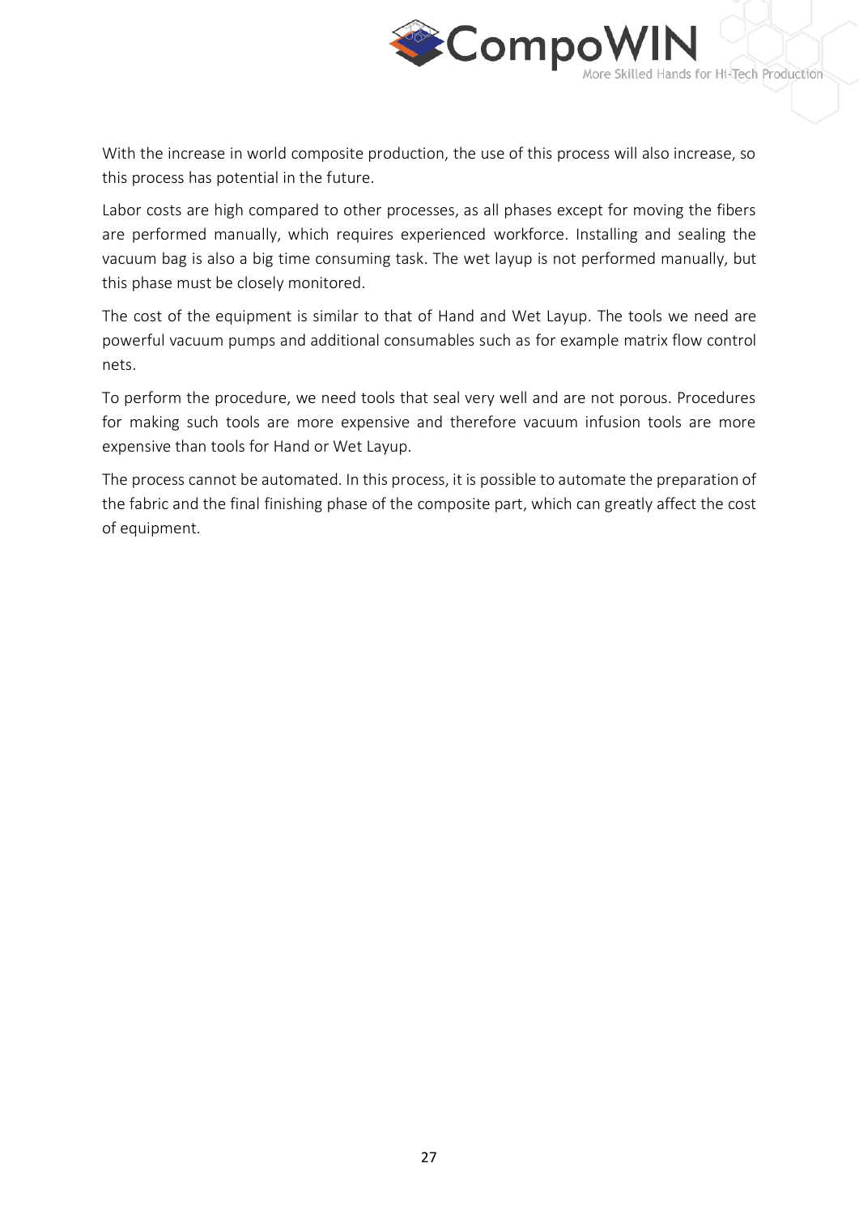With the increase in world composite production, the use of this process will also increase, so this process has potential in the future.

Labor costs are high compared to other processes, as all phases except for moving the fibers are performed manually, which requires experienced workforce. Installing and sealing the vacuum bag is also a big time consuming task. The wet layup is not performed manually, but this phase must be closely monitored.

The cost of the equipment is similar to that of Hand and Wet Layup. The tools we need are powerful vacuum pumps and additional consumables such as for example matrix flow control nets.

To perform the procedure, we need tools that seal very well and are not porous. Procedures for making such tools are more expensive and therefore vacuum infusion tools are more expensive than tools for Hand or Wet Layup.

The process cannot be automated. In this process, it is possible to automate the preparation of the fabric and the final finishing phase of the composite part, which can greatly affect the cost of equipment.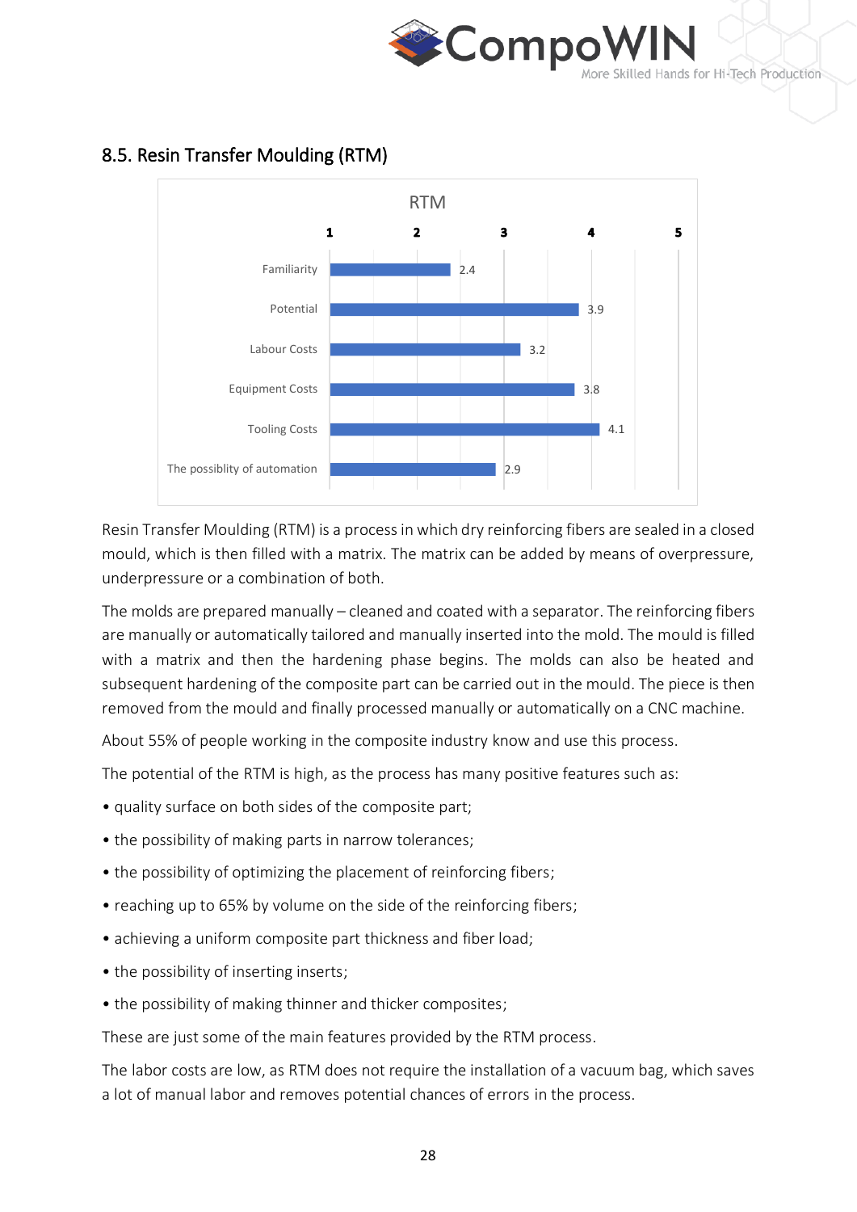## 8.5. Resin Transfer Moulding (RTM)

RTM

1 2 3 4 5

Familiarity 2.4

Potential 3.9

Labour Costs 3.2

Equipment Costs 3.8

Tooling Costs 4.1

The possiblity of automation 2.9

Resin Transfer Moulding (RTM) is a process in which dry reinforcing fibers are sealed in a closed mould, which is then filled with a matrix. The matrix can be added by means of overpressure, underpressure or a combination of both.

The molds are prepared manually – cleaned and coated with a separator. The reinforcing fibers are manually or automatically tailored and manually inserted into the mold. The mould is filled with a matrix and then the hardening phase begins. The molds can also be heated and subsequent hardening of the composite part can be carried out in the mould. The piece is then removed from the mould and finally processed manually or automatically on a CNC machine.

About 55% of people working in the composite industry know and use this process.

The potential of the RTM is high, as the process has many positive features such as:

- quality surface on both sides of the composite part;
- the possibility of making parts in narrow tolerances;
- the possibility of optimizing the placement of reinforcing fibers;
- reaching up to 65% by volume on the side of the reinforcing fibers;
- achieving a uniform composite part thickness and fiber load;
- the possibility of inserting inserts;
- the possibility of making thinner and thicker composites;

These are just some of the main features provided by the RTM process.

The labor costs are low, as RTM does not require the installation of a vacuum bag, which saves a lot of manual labor and removes potential chances of errors in the process.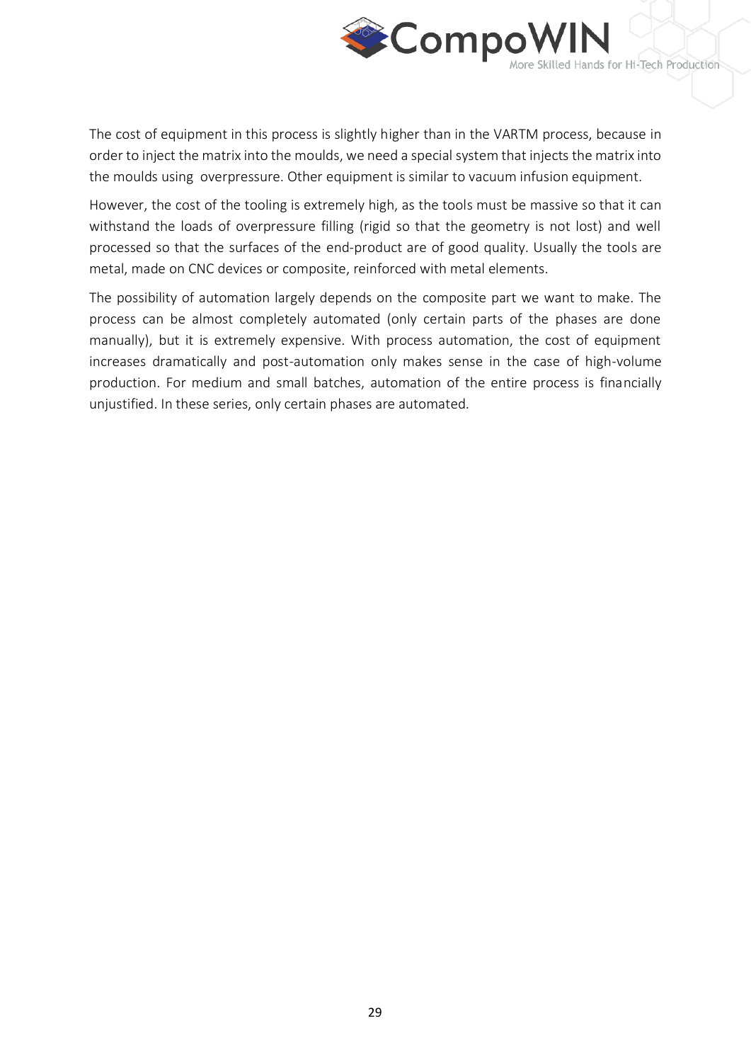The cost of equipment in this process is slightly higher than in the VARTM process, because in order to inject the matrix into the moulds, we need a special system that injects the matrix into the moulds using overpressure. Other equipment is similar to vacuum infusion equipment.

However, the cost of the tooling is extremely high, as the tools must be massive so that it can withstand the loads of overpressure filling (rigid so that the geometry is not lost) and well processed so that the surfaces of the end-product are of good quality. Usually the tools are metal, made on CNC devices or composite, reinforced with metal elements.

The possibility of automation largely depends on the composite part we want to make. The process can be almost completely automated (only certain parts of the phases are done manually), but it is extremely expensive. With process automation, the cost of equipment increases dramatically and post-automation only makes sense in the case of high-volume production. For medium and small batches, automation of the entire process is financially unjustified. In these series, only certain phases are automated.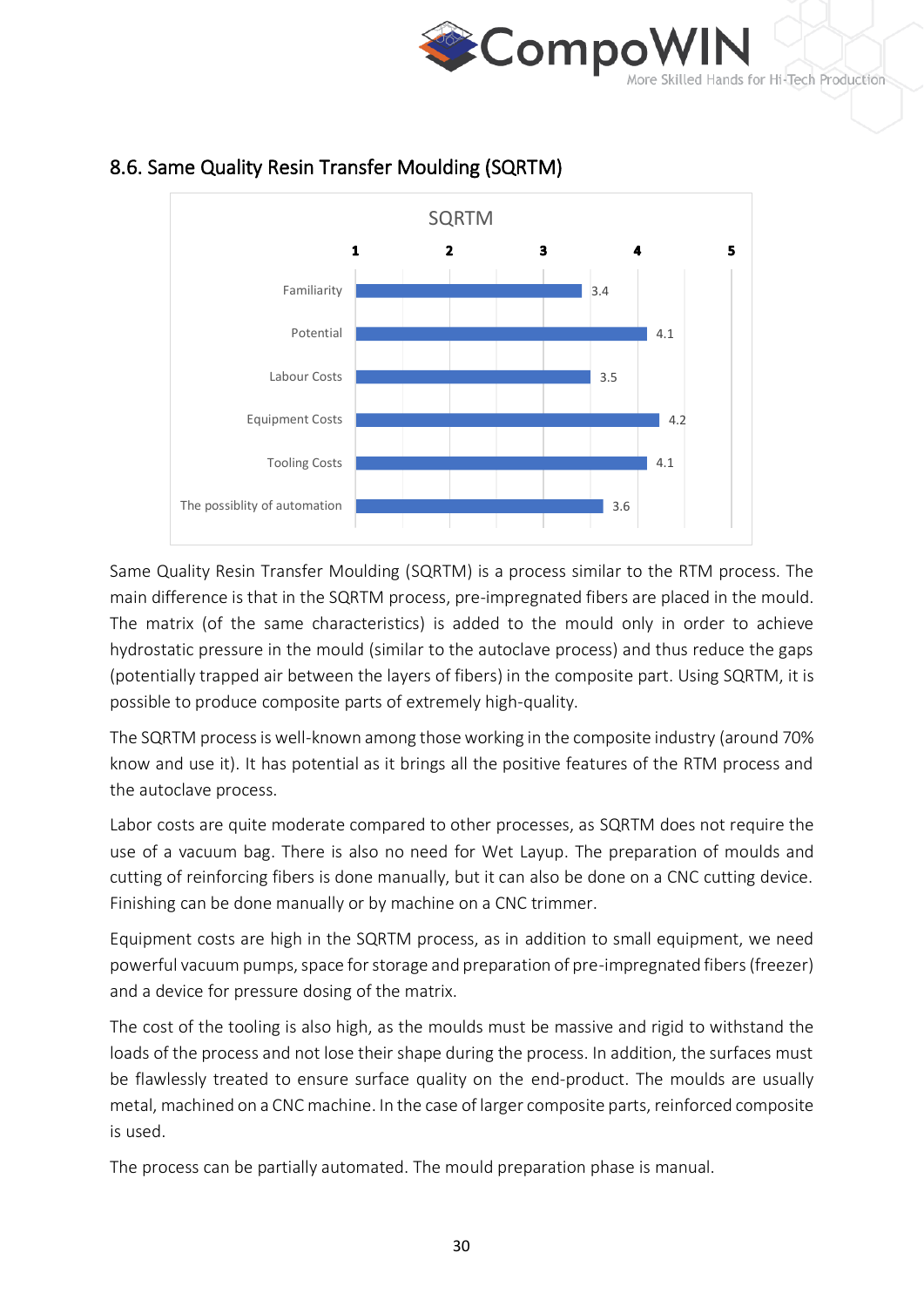## 8.6. Same Quality Resin Transfer Moulding (SQRTM)

SQRTM

1 2 3 4 5

Familiarity 3.4

Potential 4.1

Labour Costs 3.5

Equipment Costs 4.2

Tooling Costs 4.1

The possiblity of automation 3.6

Same Quality Resin Transfer Moulding (SQRTM) is a process similar to the RTM process. The main difference is that in the SQRTM process, pre-impregnated fibers are placed in the mould. The matrix (of the same characteristics) is added to the mould only in order to achieve hydrostatic pressure in the mould (similar to the autoclave process) and thus reduce the gaps (potentially trapped air between the layers of fibers) in the composite part. Using SQRTM, it is possible to produce composite parts of extremely high-quality.

The SQRTM process is well-known among those working in the composite industry (around 70% know and use it). It has potential as it brings all the positive features of the RTM process and the autoclave process.

Labor costs are quite moderate compared to other processes, as SQRTM does not require the use of a vacuum bag. There is also no need for Wet Layup. The preparation of moulds and cutting of reinforcing fibers is done manually, but it can also be done on a CNC cutting device. Finishing can be done manually or by machine on a CNC trimmer.

Equipment costs are high in the SQRTM process, as in addition to small equipment, we need powerful vacuum pumps, space for storage and preparation of pre-impregnated fibers (freezer) and a device for pressure dosing of the matrix.

The cost of the tooling is also high, as the moulds must be massive and rigid to withstand the loads of the process and not lose their shape during the process. In addition, the surfaces must be flawlessly treated to ensure surface quality on the end-product. The moulds are usually metal, machined on a CNC machine. In the case of larger composite parts, reinforced composite is used.

The process can be partially automated. The mould preparation phase is manual.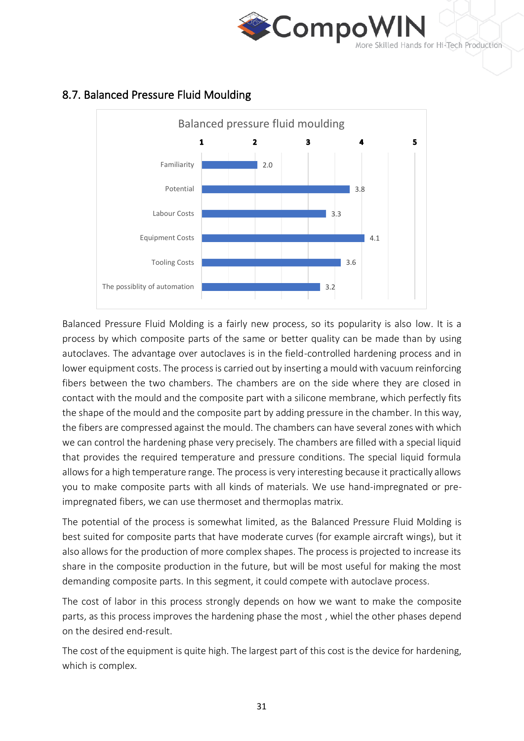## 8.7. Balanced Pressure Fluid Moulding

Balanced pressure fluid moulding

1 2 3 4 5

Familiarity 2.0

Potential 3.8

Labour Costs 3.3

Equipment Costs 4.1

Tooling Costs 3.6

The possiblity of automation 3.2

Balanced Pressure Fluid Molding is a fairly new process, so its popularity is also low. It is a process by which composite parts of the same or better quality can be made than by using autoclaves. The advantage over autoclaves is in the field-controlled hardening process and in lower equipment costs. The process is carried out by inserting a mould with vacuum reinforcing fibers between the two chambers. The chambers are on the side where they are closed in contact with the mould and the composite part with a silicone membrane, which perfectly fits the shape of the mould and the composite part by adding pressure in the chamber. In this way, the fibers are compressed against the mould. The chambers can have several zones with which we can control the hardening phase very precisely. The chambers are filled with a special liquid that provides the required temperature and pressure conditions. The special liquid formula allows for a high temperature range. The process is very interesting because it practically allows you to make composite parts with all kinds of materials. We use hand-impregnated or pre-impregnated fibers, we can use thermoset and thermoplas matrix.

The potential of the process is somewhat limited, as the Balanced Pressure Fluid Molding is best suited for composite parts that have moderate curves (for example aircraft wings), but it also allows for the production of more complex shapes. The process is projected to increase its share in the composite production in the future, but will be most useful for making the most demanding composite parts. In this segment, it could compete with autoclave process.

The cost of labor in this process strongly depends on how we want to make the composite parts, as this process improves the hardening phase the most , whiel the other phases depend on the desired end-result.

The cost of the equipment is quite high. The largest part of this cost is the device for hardening, which is complex.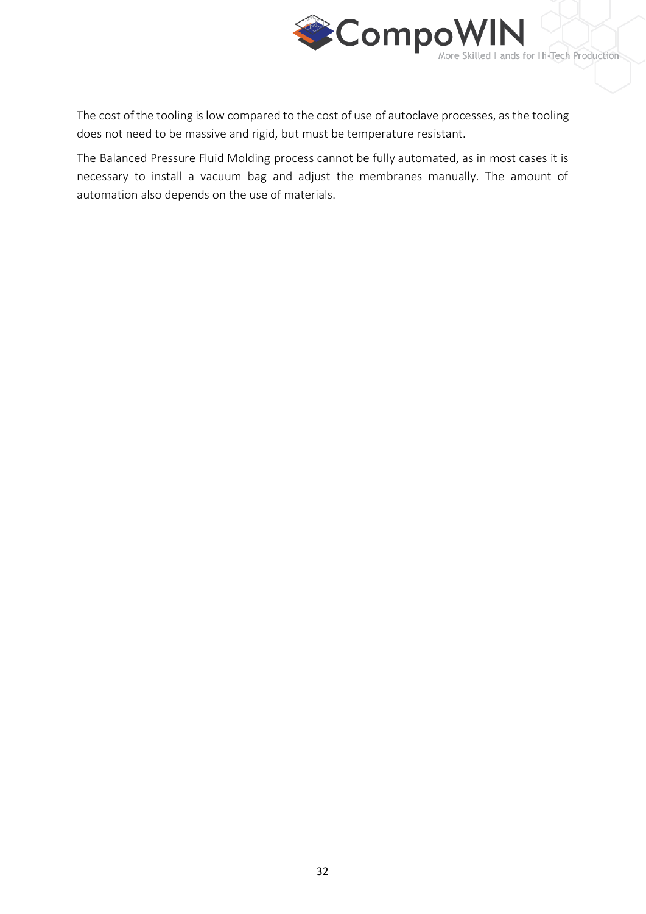The cost of the tooling is low compared to the cost of use of autoclave processes, as the tooling does not need to be massive and rigid, but must be temperature resistant.

The Balanced Pressure Fluid Molding process cannot be fully automated, as in most cases it is necessary to install a vacuum bag and adjust the membranes manually. The amount of automation also depends on the use of materials.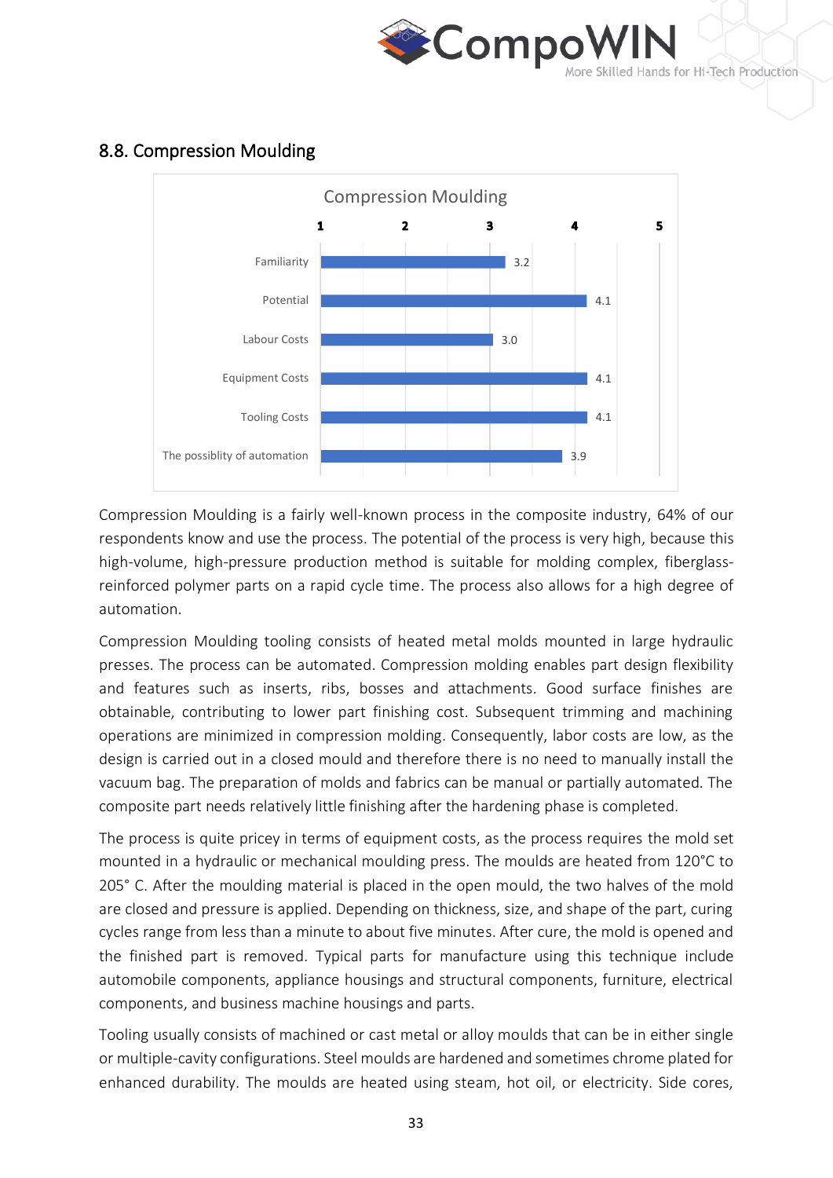## 8.8. Compression Moulding

Compression Moulding

1 2 3 4 5

Familiarity 3.2

Potential 4.1

Labour Costs 3.0

Equipment Costs 4.1

Tooling Costs 4.1

The possiblity of automation 3.9

Compression Moulding is a fairly well-known process in the composite industry, 64% of our respondents know and use the process. The potential of the process is very high, because this high-volume, high-pressure production method is suitable for molding complex, fiberglass-reinforced polymer parts on a rapid cycle time. The process also allows for a high degree of automation.

Compression Moulding tooling consists of heated metal molds mounted in large hydraulic presses. The process can be automated. Compression molding enables part design flexibility and features such as inserts, ribs, bosses and attachments. Good surface finishes are obtainable, contributing to lower part finishing cost. Subsequent trimming and machining operations are minimized in compression molding. Consequently, labor costs are low, as the design is carried out in a closed mould and therefore there is no need to manually install the vacuum bag. The preparation of molds and fabrics can be manual or partially automated. The composite part needs relatively little finishing after the hardening phase is completed.

The process is quite pricey in terms of equipment costs, as the process requires the mold set mounted in a hydraulic or mechanical moulding press. The moulds are heated from 120°C to 205° C. After the moulding material is placed in the open mould, the two halves of the mold are closed and pressure is applied. Depending on thickness, size, and shape of the part, curing cycles range from less than a minute to about five minutes. After cure, the mold is opened and the finished part is removed. Typical parts for manufacture using this technique include automobile components, appliance housings and structural components, furniture, electrical components, and business machine housings and parts.

Tooling usually consists of machined or cast metal or alloy moulds that can be in either single or multiple-cavity configurations. Steel moulds are hardened and sometimes chrome plated for enhanced durability. The moulds are heated using steam, hot oil, or electricity. Side cores,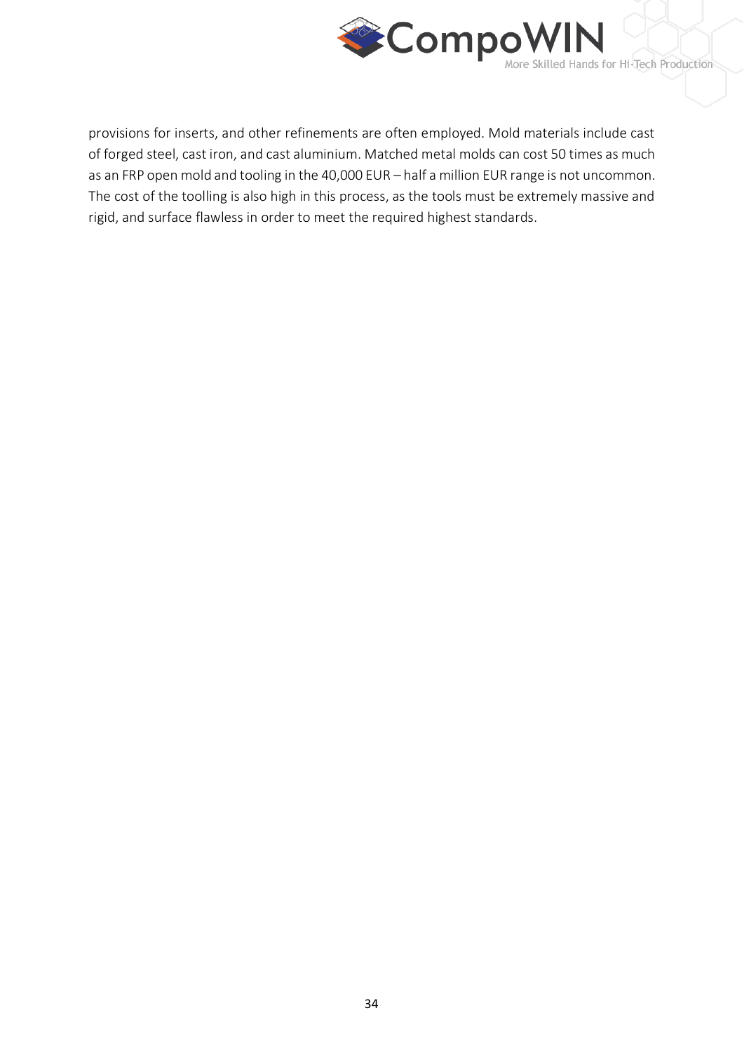provisions for inserts, and other refinements are often employed. Mold materials include cast of forged steel, cast iron, and cast aluminium. Matched metal molds can cost 50 times as much as an FRP open mold and tooling in the 40,000 EUR – half a million EUR range is not uncommon. The cost of the toolling is also high in this process, as the tools must be extremely massive and rigid, and surface flawless in order to meet the required highest standards.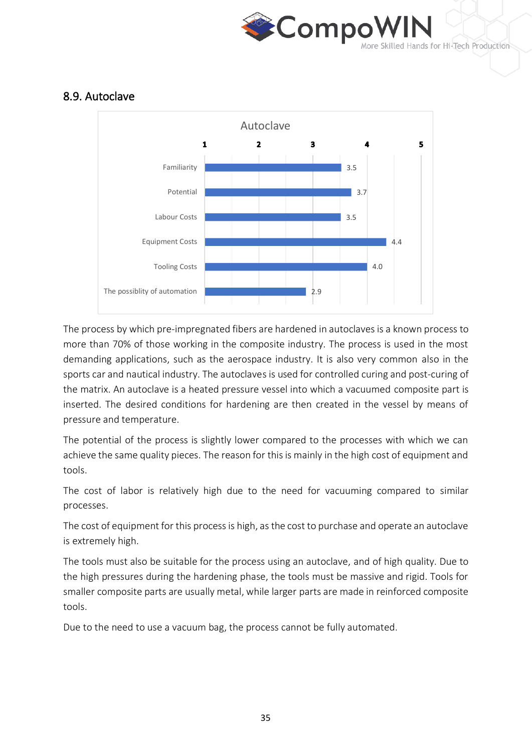## 8.9. Autoclave

Autoclave

1 2 3 4 5

Familiarity 3.5

Potential 3.7

Labour Costs 3.5

Equipment Costs 4.4

Tooling Costs 4.0

The possiblity of automation 2.9

The process by which pre-impregnated fibers are hardened in autoclaves is a known process to more than 70% of those working in the composite industry. The process is used in the most demanding applications, such as the aerospace industry. It is also very common also in the sports car and nautical industry. The autoclaves is used for controlled curing and post-curing of the matrix. An autoclave is a heated pressure vessel into which a vacuumed composite part is inserted. The desired conditions for hardening are then created in the vessel by means of pressure and temperature.

The potential of the process is slightly lower compared to the processes with which we can achieve the same quality pieces. The reason for this is mainly in the high cost of equipment and tools.

The cost of labor is relatively high due to the need for vacuuming compared to similar processes.

The cost of equipment for this process is high, as the cost to purchase and operate an autoclave is extremely high.

The tools must also be suitable for the process using an autoclave, and of high quality. Due to the high pressures during the hardening phase, the tools must be massive and rigid. Tools for smaller composite parts are usually metal, while larger parts are made in reinforced composite tools.

Due to the need to use a vacuum bag, the process cannot be fully automated.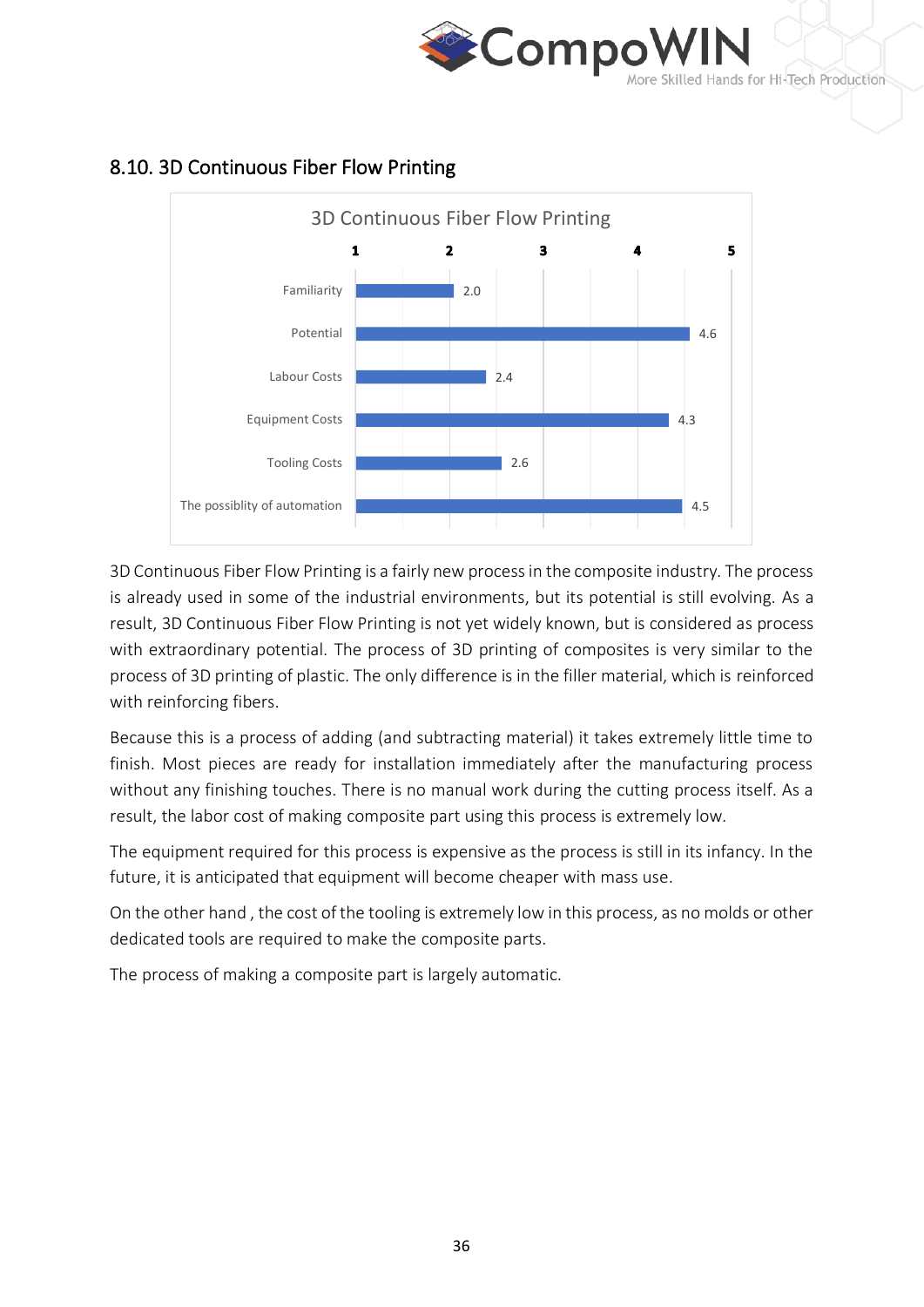## 8.10. 3D Continuous Fiber Flow Printing

3D Continuous Fiber Flow Printing

1 2 3 4 5

Familiarity 2.0

Potential 4.6

Labour Costs 2.4

Equipment Costs 4.3

Tooling Costs 2.6

The possiblity of automation 4.5

3D Continuous Fiber Flow Printing is a fairly new process in the composite industry. The process is already used in some of the industrial environments, but its potential is still evolving. As a result, 3D Continuous Fiber Flow Printing is not yet widely known, but is considered as process with extraordinary potential. The process of 3D printing of composites is very similar to the process of 3D printing of plastic. The only difference is in the filler material, which is reinforced with reinforcing fibers.

Because this is a process of adding (and subtracting material) it takes extremely little time to finish. Most pieces are ready for installation immediately after the manufacturing process without any finishing touches. There is no manual work during the cutting process itself. As a result, the labor cost of making composite part using this process is extremely low.

The equipment required for this process is expensive as the process is still in its infancy. In the future, it is anticipated that equipment will become cheaper with mass use.

On the other hand , the cost of the tooling is extremely low in this process, as no molds or other dedicated tools are required to make the composite parts.

The process of making a composite part is largely automatic.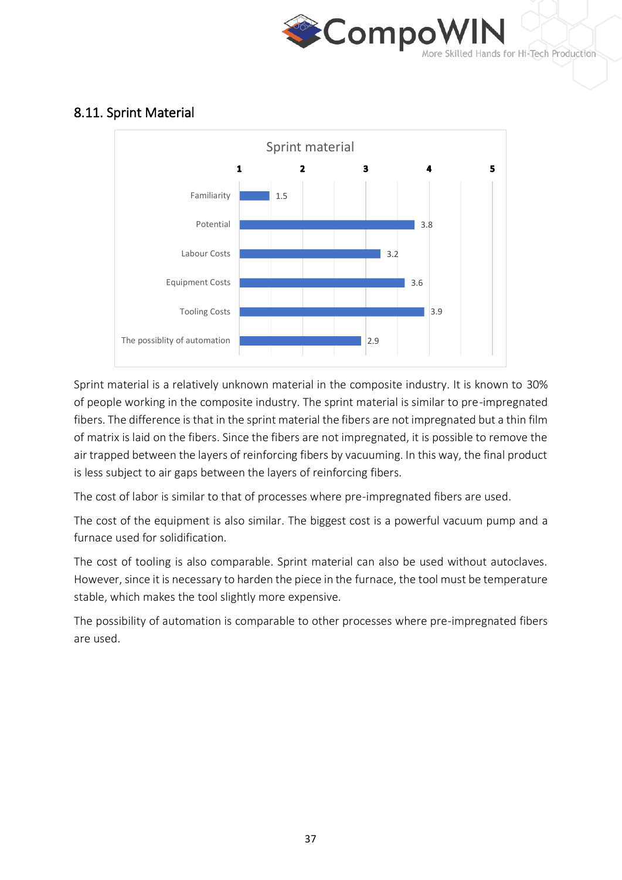## 8.11. Sprint Material

Sprint material

1 2 3 4 5

Familiarity 1.5

Potential 3.8

Labour Costs 3.2

Equipment Costs 3.6

Tooling Costs 3.9

The possiblity of automation 2.9

Sprint material is a relatively unknown material in the composite industry. It is known to 30% of people working in the composite industry. The sprint material is similar to pre-impregnated fibers. The difference is that in the sprint material the fibers are not impregnated but a thin film of matrix is laid on the fibers. Since the fibers are not impregnated, it is possible to remove the air trapped between the layers of reinforcing fibers by vacuuming. In this way, the final product is less subject to air gaps between the layers of reinforcing fibers.

The cost of labor is similar to that of processes where pre-impregnated fibers are used.

The cost of the equipment is also similar. The biggest cost is a powerful vacuum pump and a furnace used for solidification.

The cost of tooling is also comparable. Sprint material can also be used without autoclaves. However, since it is necessary to harden the piece in the furnace, the tool must be temperature stable, which makes the tool slightly more expensive.

The possibility of automation is comparable to other processes where pre-impregnated fibers are used.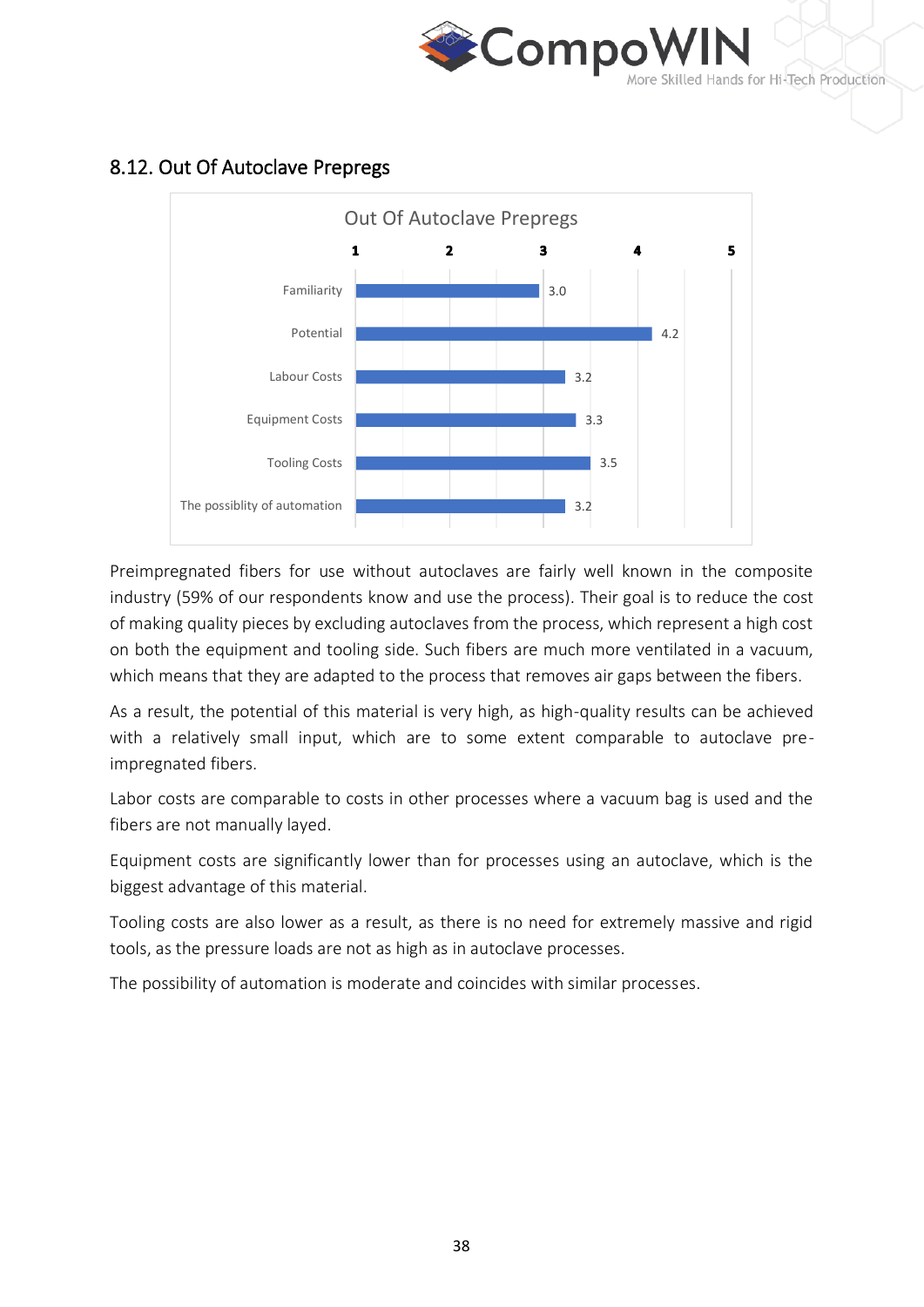## 8.12. Out Of Autoclave Prepregs

Out Of Autoclave Prepregs

| | Value (scale 1–5) |
|---|---|
| Familiarity | 3.0 |
| Potential | 4.2 |
| Labour Costs | 3.2 |
| Equipment Costs | 3.3 |
| Tooling Costs | 3.5 |
| The possiblity of automation | 3.2 |

Preimpregnated fibers for use without autoclaves are fairly well known in the composite industry (59% of our respondents know and use the process). Their goal is to reduce the cost of making quality pieces by excluding autoclaves from the process, which represent a high cost on both the equipment and tooling side. Such fibers are much more ventilated in a vacuum, which means that they are adapted to the process that removes air gaps between the fibers.

As a result, the potential of this material is very high, as high-quality results can be achieved with a relatively small input, which are to some extent comparable to autoclave pre-impregnated fibers.

Labor costs are comparable to costs in other processes where a vacuum bag is used and the fibers are not manually layed.

Equipment costs are significantly lower than for processes using an autoclave, which is the biggest advantage of this material.

Tooling costs are also lower as a result, as there is no need for extremely massive and rigid tools, as the pressure loads are not as high as in autoclave processes.

The possibility of automation is moderate and coincides with similar processes.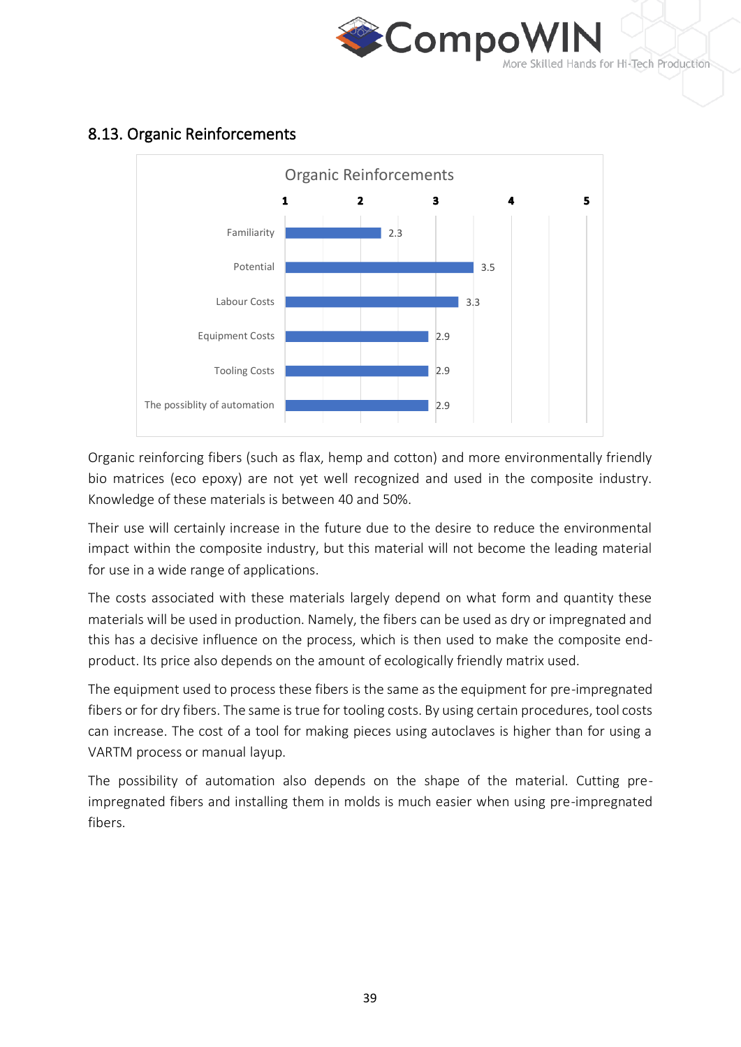## 8.13. Organic Reinforcements

Organic Reinforcements

1 2 3 4 5

Familiarity 2.3

Potential 3.5

Labour Costs 3.3

Equipment Costs 2.9

Tooling Costs 2.9

The possiblity of automation 2.9

Organic reinforcing fibers (such as flax, hemp and cotton) and more environmentally friendly bio matrices (eco epoxy) are not yet well recognized and used in the composite industry. Knowledge of these materials is between 40 and 50%.

Their use will certainly increase in the future due to the desire to reduce the environmental impact within the composite industry, but this material will not become the leading material for use in a wide range of applications.

The costs associated with these materials largely depend on what form and quantity these materials will be used in production. Namely, the fibers can be used as dry or impregnated and this has a decisive influence on the process, which is then used to make the composite end-product. Its price also depends on the amount of ecologically friendly matrix used.

The equipment used to process these fibers is the same as the equipment for pre-impregnated fibers or for dry fibers. The same is true for tooling costs. By using certain procedures, tool costs can increase. The cost of a tool for making pieces using autoclaves is higher than for using a VARTM process or manual layup.

The possibility of automation also depends on the shape of the material. Cutting pre-impregnated fibers and installing them in molds is much easier when using pre-impregnated fibers.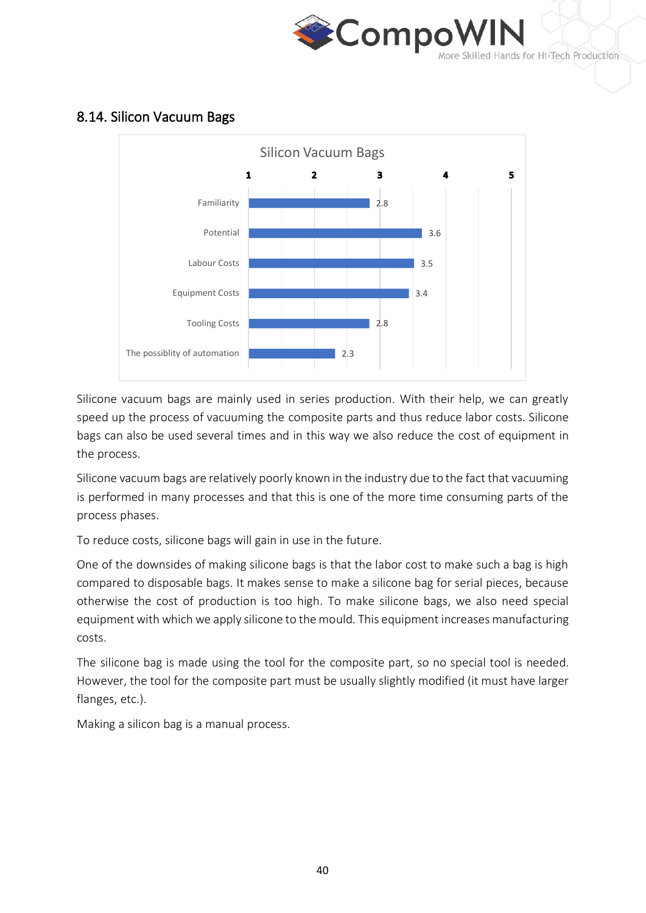## 8.14. Silicon Vacuum Bags

Silicon Vacuum Bags

1 2 3 4 5

Familiarity 2.8

Potential 3.6

Labour Costs 3.5

Equipment Costs 3.4

Tooling Costs 2.8

The possiblity of automation 2.3

Silicone vacuum bags are mainly used in series production. With their help, we can greatly speed up the process of vacuuming the composite parts and thus reduce labor costs. Silicone bags can also be used several times and in this way we also reduce the cost of equipment in the process.

Silicone vacuum bags are relatively poorly known in the industry due to the fact that vacuuming is performed in many processes and that this is one of the more time consuming parts of the process phases.

To reduce costs, silicone bags will gain in use in the future.

One of the downsides of making silicone bags is that the labor cost to make such a bag is high compared to disposable bags. It makes sense to make a silicone bag for serial pieces, because otherwise the cost of production is too high. To make silicone bags, we also need special equipment with which we apply silicone to the mould. This equipment increases manufacturing costs.

The silicone bag is made using the tool for the composite part, so no special tool is needed. However, the tool for the composite part must be usually slightly modified (it must have larger flanges, etc.).

Making a silicon bag is a manual process.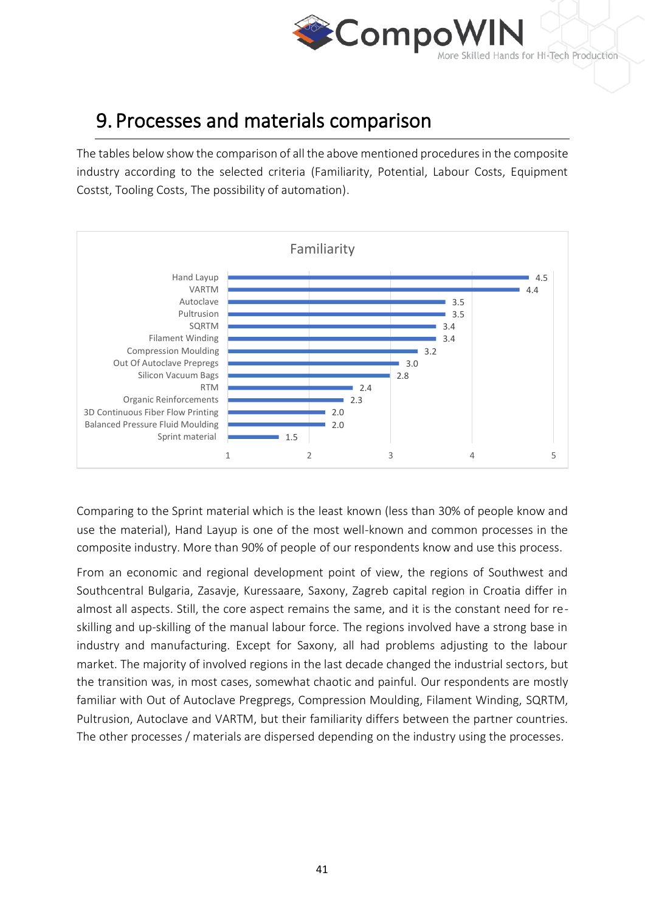# 9. Processes and materials comparison

The tables below show the comparison of all the above mentioned procedures in the composite industry according to the selected criteria (Familiarity, Potential, Labour Costs, Equipment Costst, Tooling Costs, The possibility of automation).

**Familiarity**

| Process / material | Familiarity |
|---|---|
| Hand Layup | 4.5 |
| VARTM | 4.4 |
| Autoclave | 3.5 |
| Pultrusion | 3.5 |
| SQRTM | 3.4 |
| Filament Winding | 3.4 |
| Compression Moulding | 3.2 |
| Out Of Autoclave Prepregs | 3.0 |
| Silicon Vacuum Bags | 2.8 |
| RTM | 2.4 |
| Organic Reinforcements | 2.3 |
| 3D Continuous Fiber Flow Printing | 2.0 |
| Balanced Pressure Fluid Moulding | 2.0 |
| Sprint material | 1.5 |

Comparing to the Sprint material which is the least known (less than 30% of people know and use the material), Hand Layup is one of the most well-known and common processes in the composite industry. More than 90% of people of our respondents know and use this process.

From an economic and regional development point of view, the regions of Southwest and Southcentral Bulgaria, Zasavje, Kuressaare, Saxony, Zagreb capital region in Croatia differ in almost all aspects. Still, the core aspect remains the same, and it is the constant need for re-skilling and up-skilling of the manual labour force. The regions involved have a strong base in industry and manufacturing. Except for Saxony, all had problems adjusting to the labour market. The majority of involved regions in the last decade changed the industrial sectors, but the transition was, in most cases, somewhat chaotic and painful. Our respondents are mostly familiar with Out of Autoclave Pregpregs, Compression Moulding, Filament Winding, SQRTM, Pultrusion, Autoclave and VARTM, but their familiarity differs between the partner countries. The other processes / materials are dispersed depending on the industry using the processes.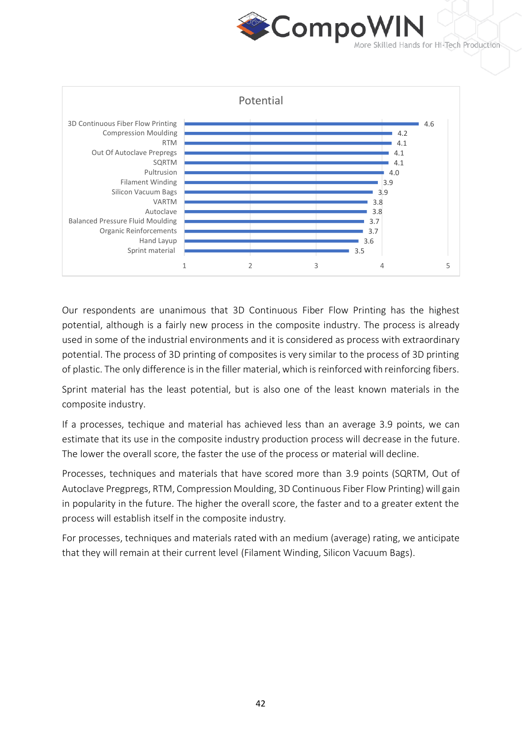Potential

3D Continuous Fiber Flow Printing 4.6
Compression Moulding 4.2
RTM 4.1
Out Of Autoclave Prepregs 4.1
SQRTM 4.1
Pultrusion 4.0
Filament Winding 3.9
Silicon Vacuum Bags 3.9
VARTM 3.8
Autoclave 3.8
Balanced Pressure Fluid Moulding 3.7
Organic Reinforcements 3.7
Hand Layup 3.6
Sprint material 3.5

1 2 3 4 5

Our respondents are unanimous that 3D Continuous Fiber Flow Printing has the highest potential, although is a fairly new process in the composite industry. The process is already used in some of the industrial environments and it is considered as process with extraordinary potential. The process of 3D printing of composites is very similar to the process of 3D printing of plastic. The only difference is in the filler material, which is reinforced with reinforcing fibers.

Sprint material has the least potential, but is also one of the least known materials in the composite industry.

If a processes, techique and material has achieved less than an average 3.9 points, we can estimate that its use in the composite industry production process will decrease in the future. The lower the overall score, the faster the use of the process or material will decline.

Processes, techniques and materials that have scored more than 3.9 points (SQRTM, Out of Autoclave Pregpregs, RTM, Compression Moulding, 3D Continuous Fiber Flow Printing) will gain in popularity in the future. The higher the overall score, the faster and to a greater extent the process will establish itself in the composite industry.

For processes, techniques and materials rated with an medium (average) rating, we anticipate that they will remain at their current level (Filament Winding, Silicon Vacuum Bags).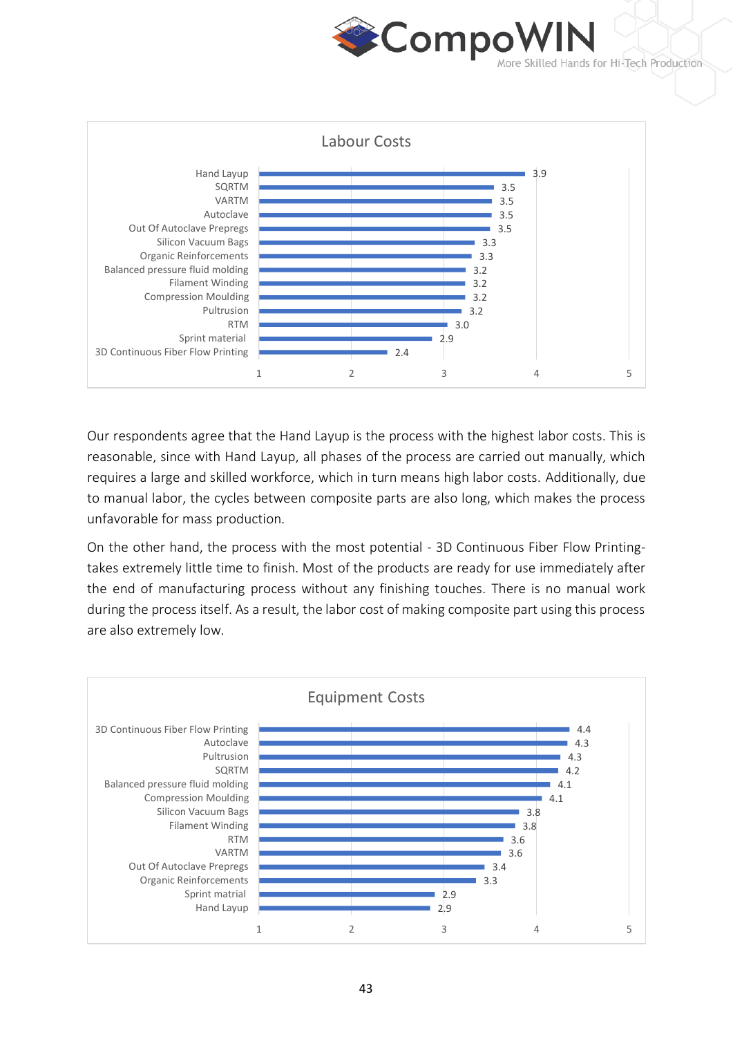Labour Costs

Hand Layup 3.9
SQRTM 3.5
VARTM 3.5
Autoclave 3.5
Out Of Autoclave Prepregs 3.5
Silicon Vacuum Bags 3.3
Organic Reinforcements 3.3
Balanced pressure fluid molding 3.2
Filament Winding 3.2
Compression Moulding 3.2
Pultrusion 3.2
RTM 3.0
Sprint material 2.9
3D Continuous Fiber Flow Printing 2.4

1 2 3 4 5

Our respondents agree that the Hand Layup is the process with the highest labor costs. This is reasonable, since with Hand Layup, all phases of the process are carried out manually, which requires a large and skilled workforce, which in turn means high labor costs. Additionally, due to manual labor, the cycles between composite parts are also long, which makes the process unfavorable for mass production.

On the other hand, the process with the most potential - 3D Continuous Fiber Flow Printing- takes extremely little time to finish. Most of the products are ready for use immediately after the end of manufacturing process without any finishing touches. There is no manual work during the process itself. As a result, the labor cost of making composite part using this process are also extremely low.

Equipment Costs

3D Continuous Fiber Flow Printing 4.4
Autoclave 4.3
Pultrusion 4.3
SQRTM 4.2
Balanced pressure fluid molding 4.1
Compression Moulding 4.1
Silicon Vacuum Bags 3.8
Filament Winding 3.8
RTM 3.6
VARTM 3.6
Out Of Autoclave Prepregs 3.4
Organic Reinforcements 3.3
Sprint matrial 2.9
Hand Layup 2.9

1 2 3 4 5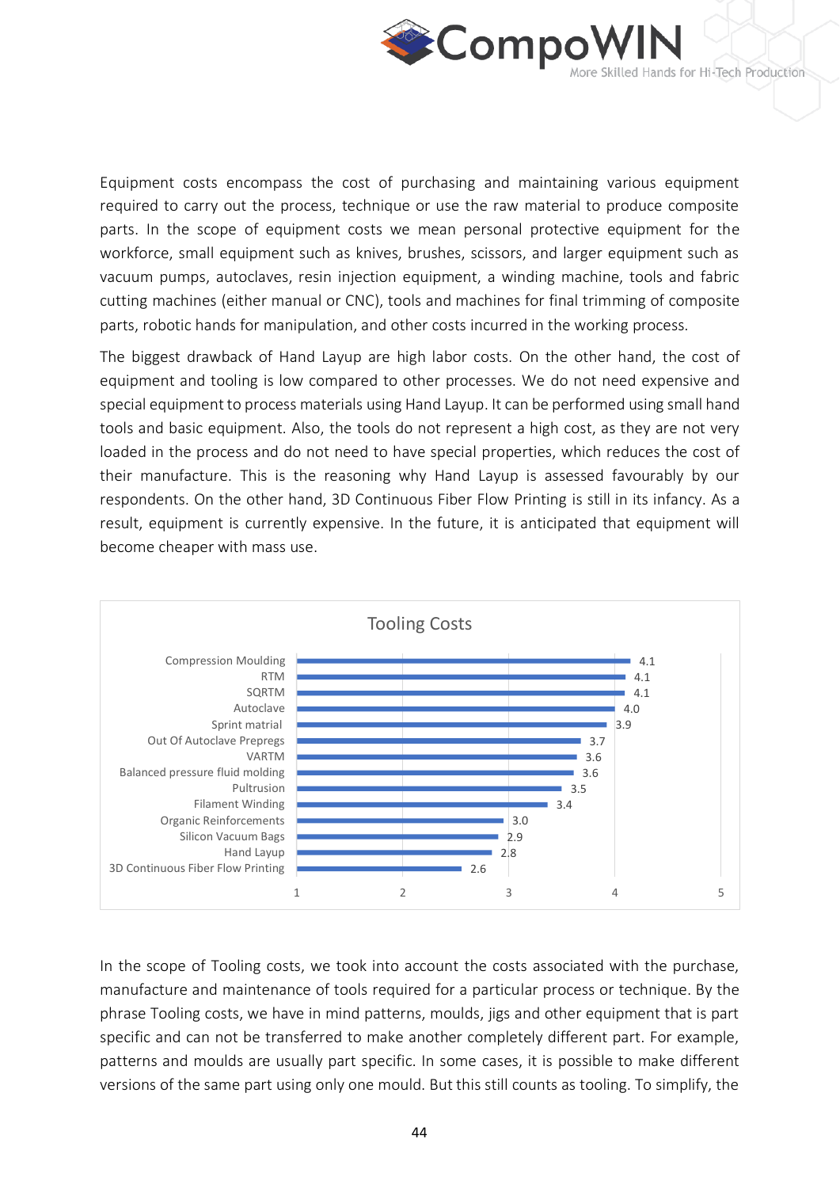Equipment costs encompass the cost of purchasing and maintaining various equipment required to carry out the process, technique or use the raw material to produce composite parts. In the scope of equipment costs we mean personal protective equipment for the workforce, small equipment such as knives, brushes, scissors, and larger equipment such as vacuum pumps, autoclaves, resin injection equipment, a winding machine, tools and fabric cutting machines (either manual or CNC), tools and machines for final trimming of composite parts, robotic hands for manipulation, and other costs incurred in the working process.

The biggest drawback of Hand Layup are high labor costs. On the other hand, the cost of equipment and tooling is low compared to other processes. We do not need expensive and special equipment to process materials using Hand Layup. It can be performed using small hand tools and basic equipment. Also, the tools do not represent a high cost, as they are not very loaded in the process and do not need to have special properties, which reduces the cost of their manufacture. This is the reasoning why Hand Layup is assessed favourably by our respondents. On the other hand, 3D Continuous Fiber Flow Printing is still in its infancy. As a result, equipment is currently expensive. In the future, it is anticipated that equipment will become cheaper with mass use.

Tooling Costs

Compression Moulding 4.1
RTM 4.1
SQRTM 4.1
Autoclave 4.0
Sprint matrial 3.9
Out Of Autoclave Prepregs 3.7
VARTM 3.6
Balanced pressure fluid molding 3.6
Pultrusion 3.5
Filament Winding 3.4
Organic Reinforcements 3.0
Silicon Vacuum Bags 2.9
Hand Layup 2.8
3D Continuous Fiber Flow Printing 2.6

1 2 3 4 5

In the scope of Tooling costs, we took into account the costs associated with the purchase, manufacture and maintenance of tools required for a particular process or technique. By the phrase Tooling costs, we have in mind patterns, moulds, jigs and other equipment that is part specific and can not be transferred to make another completely different part. For example, patterns and moulds are usually part specific. In some cases, it is possible to make different versions of the same part using only one mould. But this still counts as tooling. To simplify, the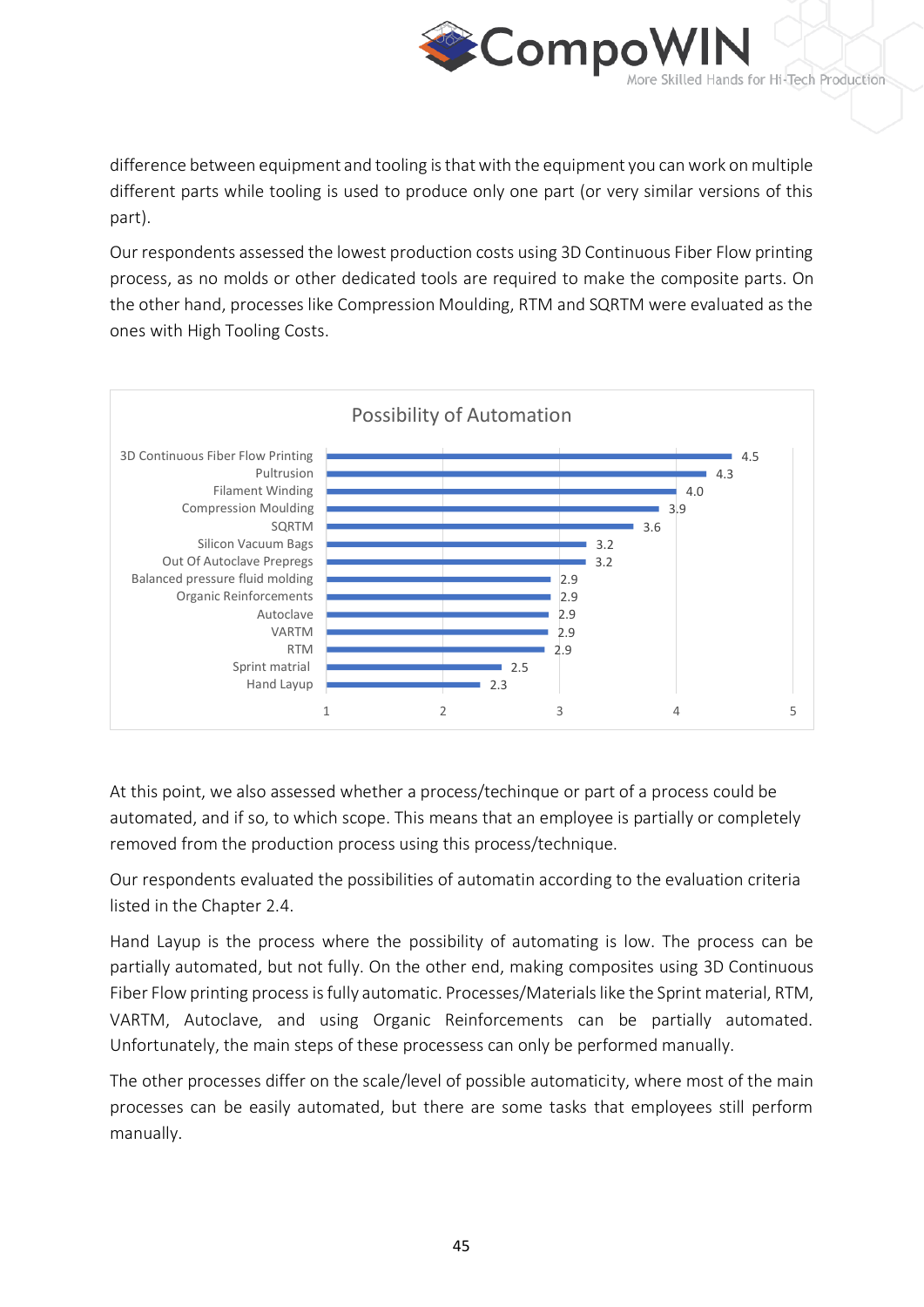difference between equipment and tooling is that with the equipment you can work on multiple different parts while tooling is used to produce only one part (or very similar versions of this part).

Our respondents assessed the lowest production costs using 3D Continuous Fiber Flow printing process, as no molds or other dedicated tools are required to make the composite parts. On the other hand, processes like Compression Moulding, RTM and SQRTM were evaluated as the ones with High Tooling Costs.

Possibility of Automation

3D Continuous Fiber Flow Printing 4.5
Pultrusion 4.3
Filament Winding 4.0
Compression Moulding 3.9
SQRTM 3.6
Silicon Vacuum Bags 3.2
Out Of Autoclave Prepregs 3.2
Balanced pressure fluid molding 2.9
Organic Reinforcements 2.9
Autoclave 2.9
VARTM 2.9
RTM 2.9
Sprint matrial 2.5
Hand Layup 2.3

1 2 3 4 5

At this point, we also assessed whether a process/techinque or part of a process could be automated, and if so, to which scope. This means that an employee is partially or completely removed from the production process using this process/technique.

Our respondents evaluated the possibilities of automatin according to the evaluation criteria listed in the Chapter 2.4.

Hand Layup is the process where the possibility of automating is low. The process can be partially automated, but not fully. On the other end, making composites using 3D Continuous Fiber Flow printing process is fully automatic. Processes/Materials like the Sprint material, RTM, VARTM, Autoclave, and using Organic Reinforcements can be partially automated. Unfortunately, the main steps of these processess can only be performed manually.

The other processes differ on the scale/level of possible automaticity, where most of the main processes can be easily automated, but there are some tasks that employees still perform manually.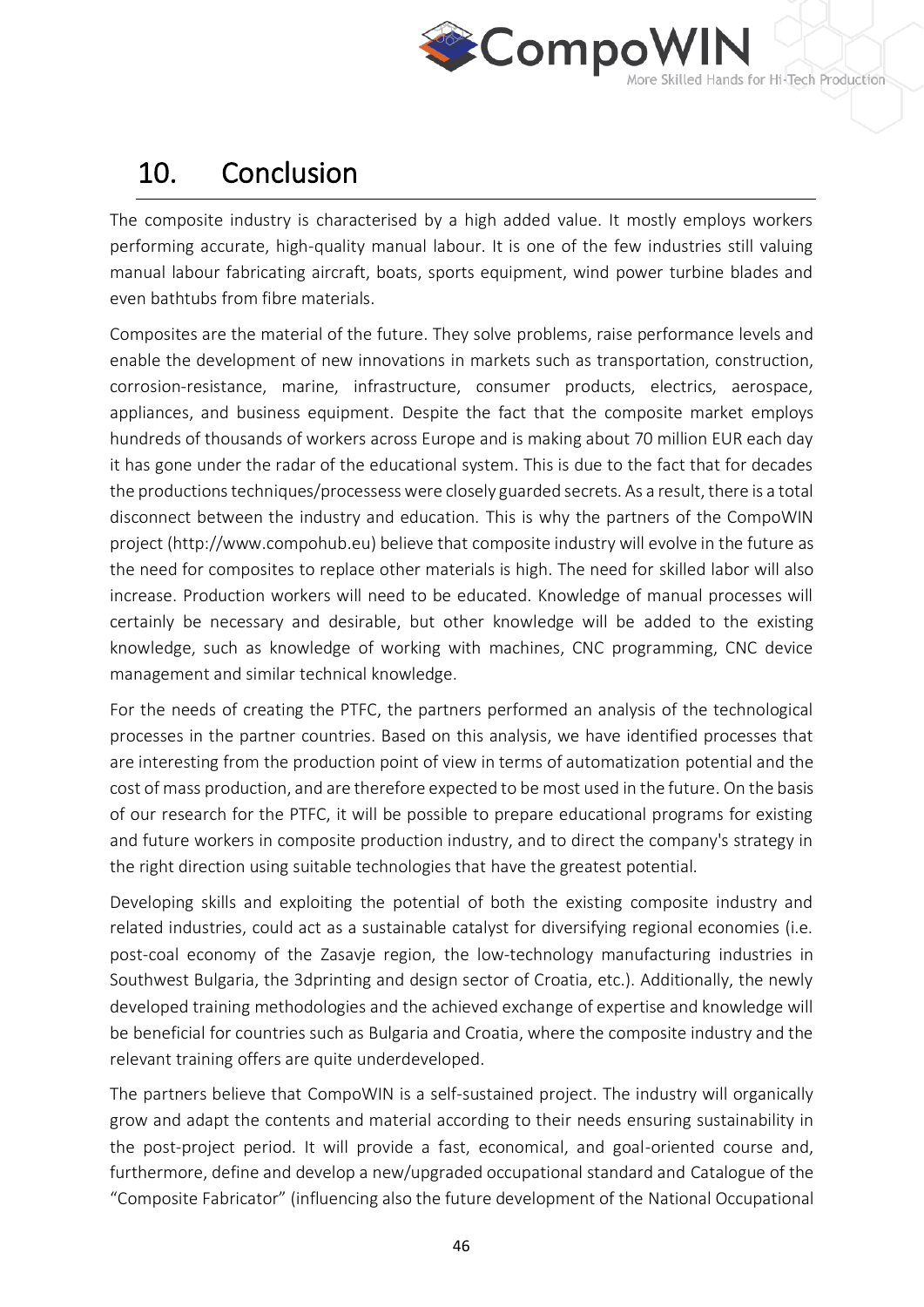# 10. Conclusion

The composite industry is characterised by a high added value. It mostly employs workers performing accurate, high-quality manual labour. It is one of the few industries still valuing manual labour fabricating aircraft, boats, sports equipment, wind power turbine blades and even bathtubs from fibre materials.

Composites are the material of the future. They solve problems, raise performance levels and enable the development of new innovations in markets such as transportation, construction, corrosion-resistance, marine, infrastructure, consumer products, electrics, aerospace, appliances, and business equipment. Despite the fact that the composite market employs hundreds of thousands of workers across Europe and is making about 70 million EUR each day it has gone under the radar of the educational system. This is due to the fact that for decades the productions techniques/processess were closely guarded secrets. As a result, there is a total disconnect between the industry and education. This is why the partners of the CompoWIN project (http://www.compohub.eu) believe that composite industry will evolve in the future as the need for composites to replace other materials is high. The need for skilled labor will also increase. Production workers will need to be educated. Knowledge of manual processes will certainly be necessary and desirable, but other knowledge will be added to the existing knowledge, such as knowledge of working with machines, CNC programming, CNC device management and similar technical knowledge.

For the needs of creating the PTFC, the partners performed an analysis of the technological processes in the partner countries. Based on this analysis, we have identified processes that are interesting from the production point of view in terms of automatization potential and the cost of mass production, and are therefore expected to be most used in the future. On the basis of our research for the PTFC, it will be possible to prepare educational programs for existing and future workers in composite production industry, and to direct the company's strategy in the right direction using suitable technologies that have the greatest potential.

Developing skills and exploiting the potential of both the existing composite industry and related industries, could act as a sustainable catalyst for diversifying regional economies (i.e. post-coal economy of the Zasavje region, the low-technology manufacturing industries in Southwest Bulgaria, the 3dprinting and design sector of Croatia, etc.). Additionally, the newly developed training methodologies and the achieved exchange of expertise and knowledge will be beneficial for countries such as Bulgaria and Croatia, where the composite industry and the relevant training offers are quite underdeveloped.

The partners believe that CompoWIN is a self-sustained project. The industry will organically grow and adapt the contents and material according to their needs ensuring sustainability in the post-project period. It will provide a fast, economical, and goal-oriented course and, furthermore, define and develop a new/upgraded occupational standard and Catalogue of the “Composite Fabricator” (influencing also the future development of the National Occupational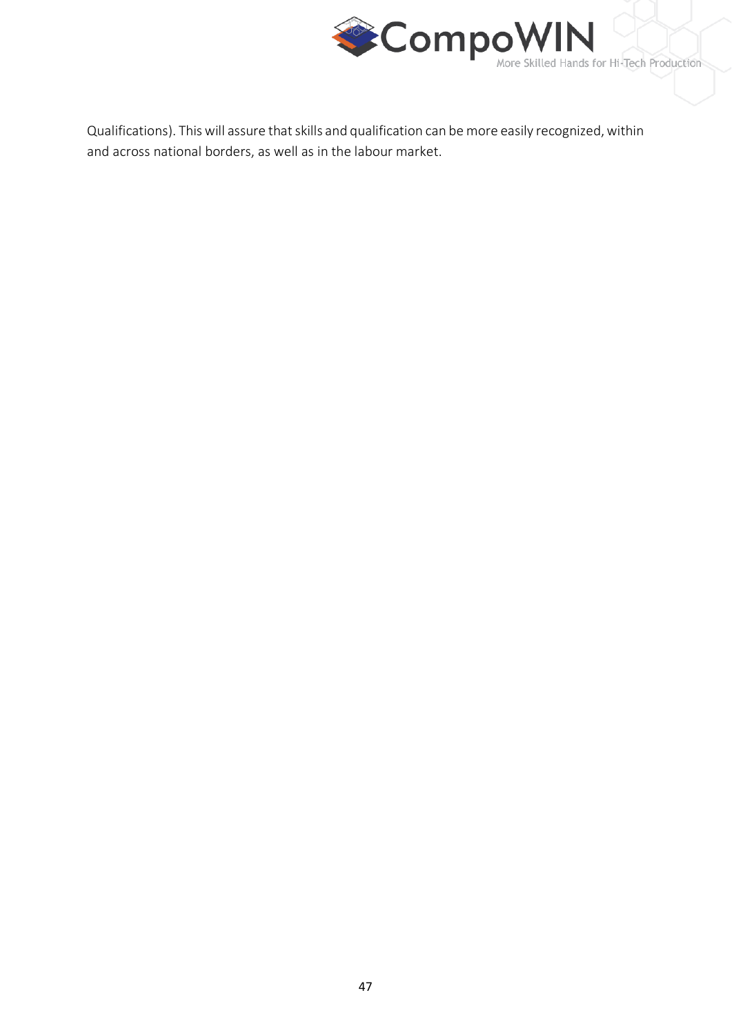Qualifications). This will assure that skills and qualification can be more easily recognized, within and across national borders, as well as in the labour market.